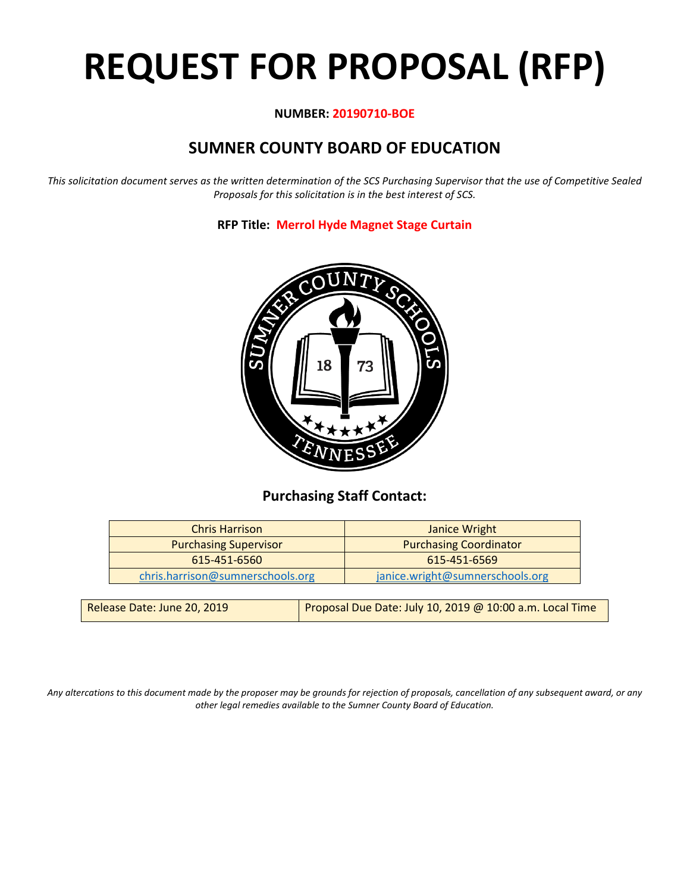# REQUEST FOR PROPOSAL (RFP)

**NUMBER: 20190710-BOE**

## SUMNER COUNTY BOARD OF EDUCATION

*This solicitation document serves as the written determination of the SCS Purchasing Supervisor that the use of Competitive Sealed Proposals for this solicitation is in the best interest of SCS.*

**RFP Title: Merrol Hyde Magnet Stage Curtain**

### Purchasing Staff Contact:

| Chris Harrison | Janice Wright |
|---|---|
| Purchasing Supervisor | Purchasing Coordinator |
| 615-451-6560 | 615-451-6569 |
| chris.harrison@sumnerschools.org | janice.wright@sumnerschools.org |

| Release Date: June 20, 2019 | Proposal Due Date: July 10, 2019 @ 10:00 a.m. Local Time |
|---|---|

*Any altercations to this document made by the proposer may be grounds for rejection of proposals, cancellation of any subsequent award, or any other legal remedies available to the Sumner County Board of Education.*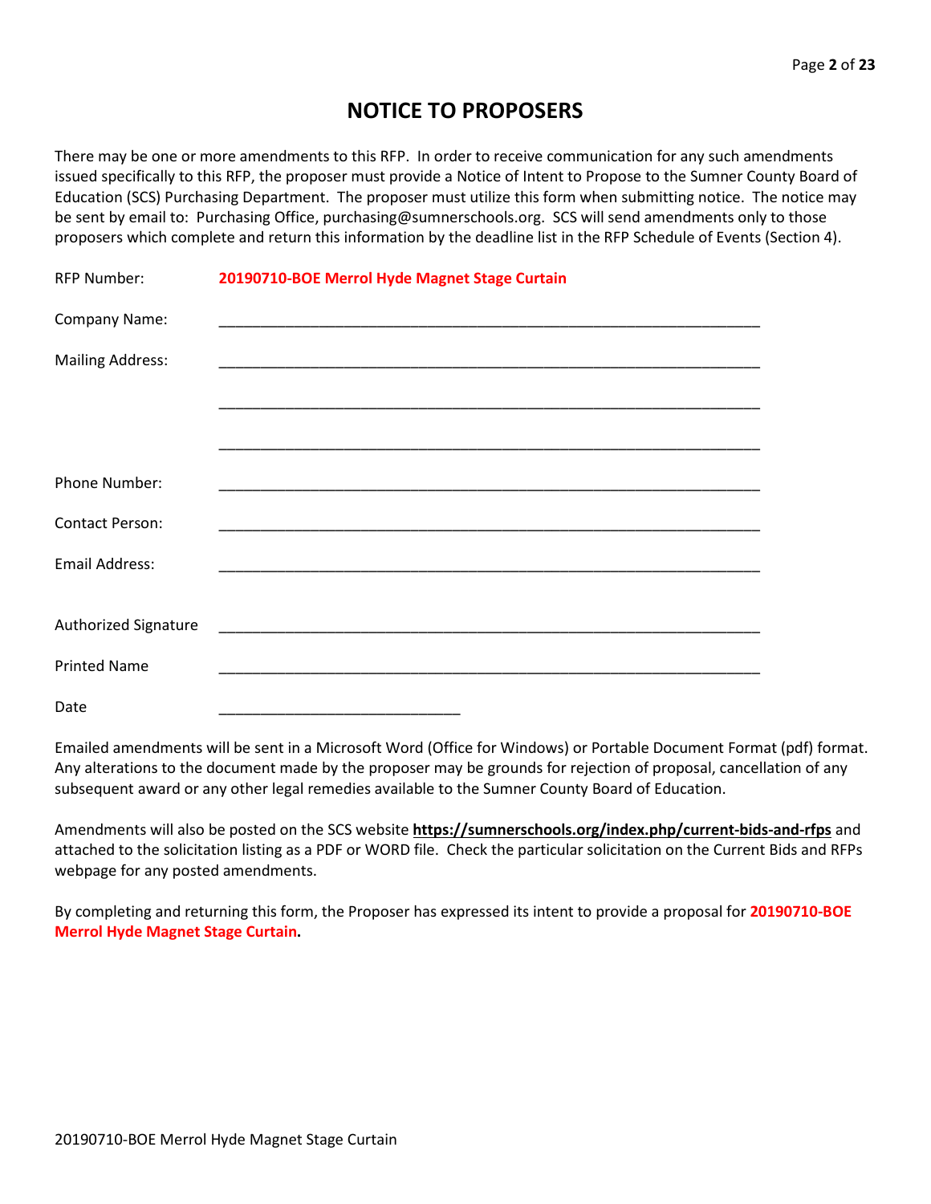# NOTICE TO PROPOSERS

There may be one or more amendments to this RFP. In order to receive communication for any such amendments issued specifically to this RFP, the proposer must provide a Notice of Intent to Propose to the Sumner County Board of Education (SCS) Purchasing Department. The proposer must utilize this form when submitting notice. The notice may be sent by email to: Purchasing Office, purchasing@sumnerschools.org. SCS will send amendments only to those proposers which complete and return this information by the deadline list in the RFP Schedule of Events (Section 4).

RFP Number: **20190710-BOE Merrol Hyde Magnet Stage Curtain**

Company Name: ____________________________________________________________________

Mailing Address: ____________________________________________________________________

____________________________________________________________________

____________________________________________________________________

Phone Number: ____________________________________________________________________

Contact Person: ____________________________________________________________________

Email Address: ____________________________________________________________________

Authorized Signature ____________________________________________________________________

Printed Name ____________________________________________________________________

Date ______________________________

Emailed amendments will be sent in a Microsoft Word (Office for Windows) or Portable Document Format (pdf) format. Any alterations to the document made by the proposer may be grounds for rejection of proposal, cancellation of any subsequent award or any other legal remedies available to the Sumner County Board of Education.

Amendments will also be posted on the SCS website **https://sumnerschools.org/index.php/current-bids-and-rfps** and attached to the solicitation listing as a PDF or WORD file. Check the particular solicitation on the Current Bids and RFPs webpage for any posted amendments.

By completing and returning this form, the Proposer has expressed its intent to provide a proposal for **20190710-BOE Merrol Hyde Magnet Stage Curtain.**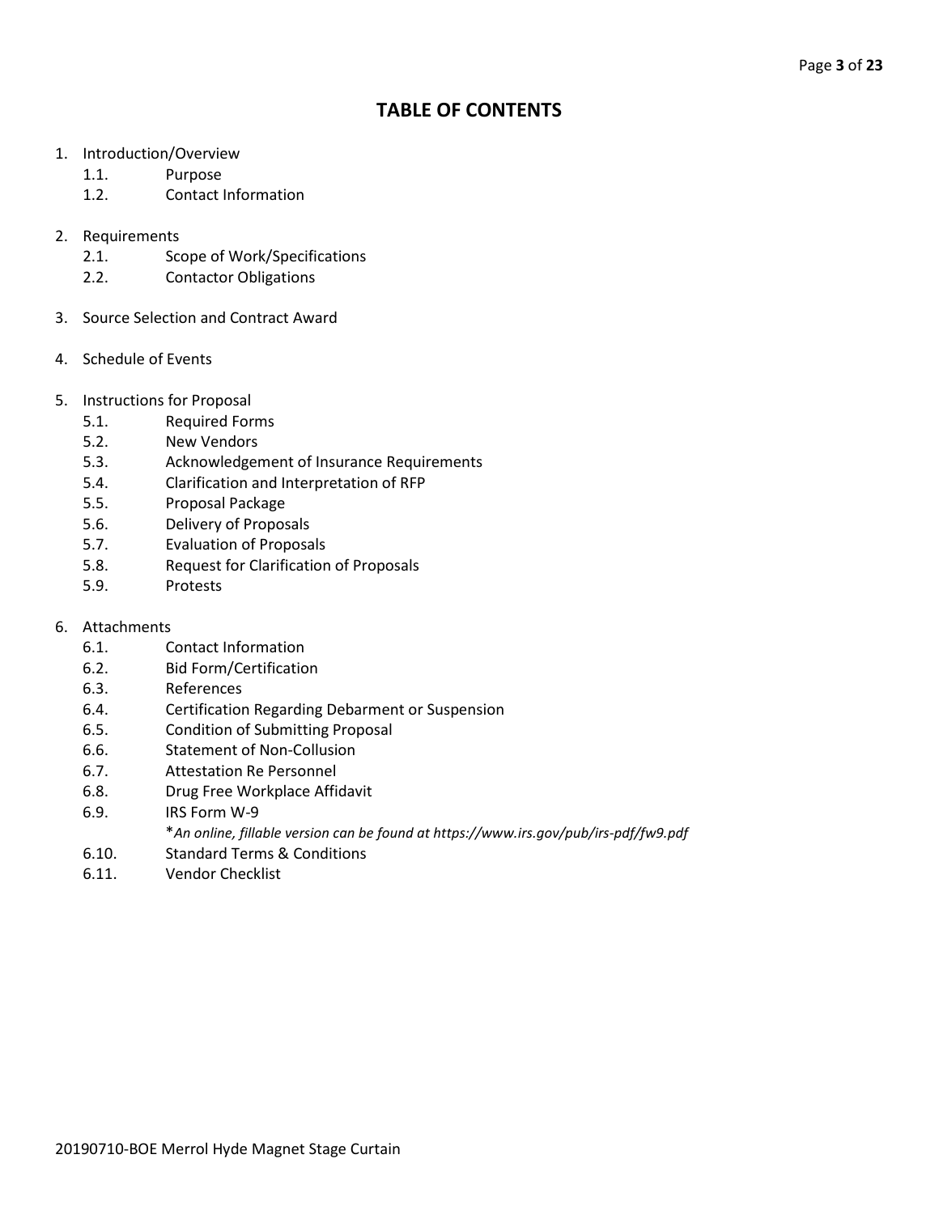# TABLE OF CONTENTS

1. Introduction/Overview
    - 1.1. Purpose
    - 1.2. Contact Information

2. Requirements
    - 2.1. Scope of Work/Specifications
    - 2.2. Contactor Obligations

3. Source Selection and Contract Award

4. Schedule of Events

5. Instructions for Proposal
    - 5.1. Required Forms
    - 5.2. New Vendors
    - 5.3. Acknowledgement of Insurance Requirements
    - 5.4. Clarification and Interpretation of RFP
    - 5.5. Proposal Package
    - 5.6. Delivery of Proposals
    - 5.7. Evaluation of Proposals
    - 5.8. Request for Clarification of Proposals
    - 5.9. Protests

6. Attachments
    - 6.1. Contact Information
    - 6.2. Bid Form/Certification
    - 6.3. References
    - 6.4. Certification Regarding Debarment or Suspension
    - 6.5. Condition of Submitting Proposal
    - 6.6. Statement of Non-Collusion
    - 6.7. Attestation Re Personnel
    - 6.8. Drug Free Workplace Affidavit
    - 6.9. IRS Form W-9
      - **An online, fillable version can be found at https://www.irs.gov/pub/irs-pdf/fw9.pdf*
    - 6.10. Standard Terms & Conditions
    - 6.11. Vendor Checklist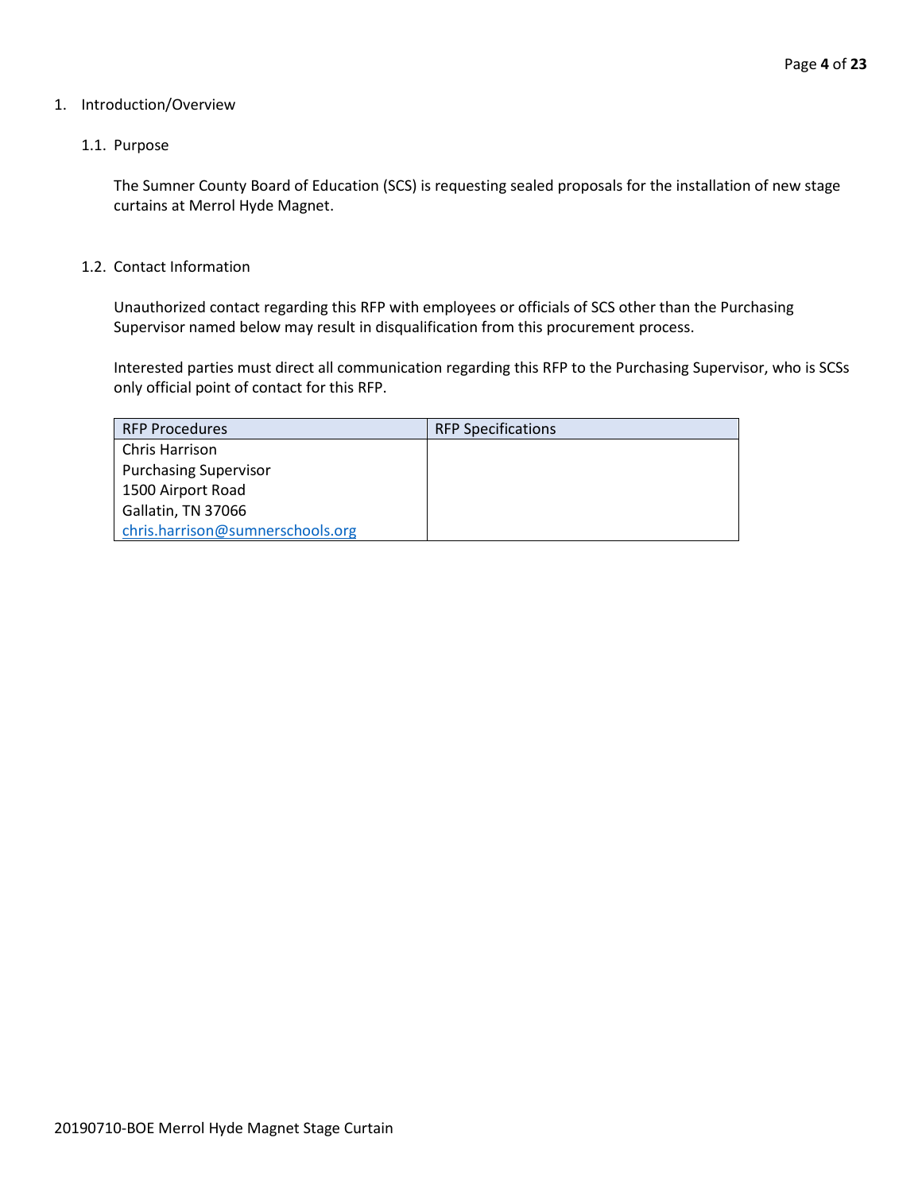1. Introduction/Overview

## 1.1. Purpose

The Sumner County Board of Education (SCS) is requesting sealed proposals for the installation of new stage curtains at Merrol Hyde Magnet.

## 1.2. Contact Information

Unauthorized contact regarding this RFP with employees or officials of SCS other than the Purchasing Supervisor named below may result in disqualification from this procurement process.

Interested parties must direct all communication regarding this RFP to the Purchasing Supervisor, who is SCSs only official point of contact for this RFP.

| RFP Procedures | RFP Specifications |
|---|---|
| Chris Harrison<br>Purchasing Supervisor<br>1500 Airport Road<br>Gallatin, TN 37066<br>chris.harrison@sumnerschools.org | |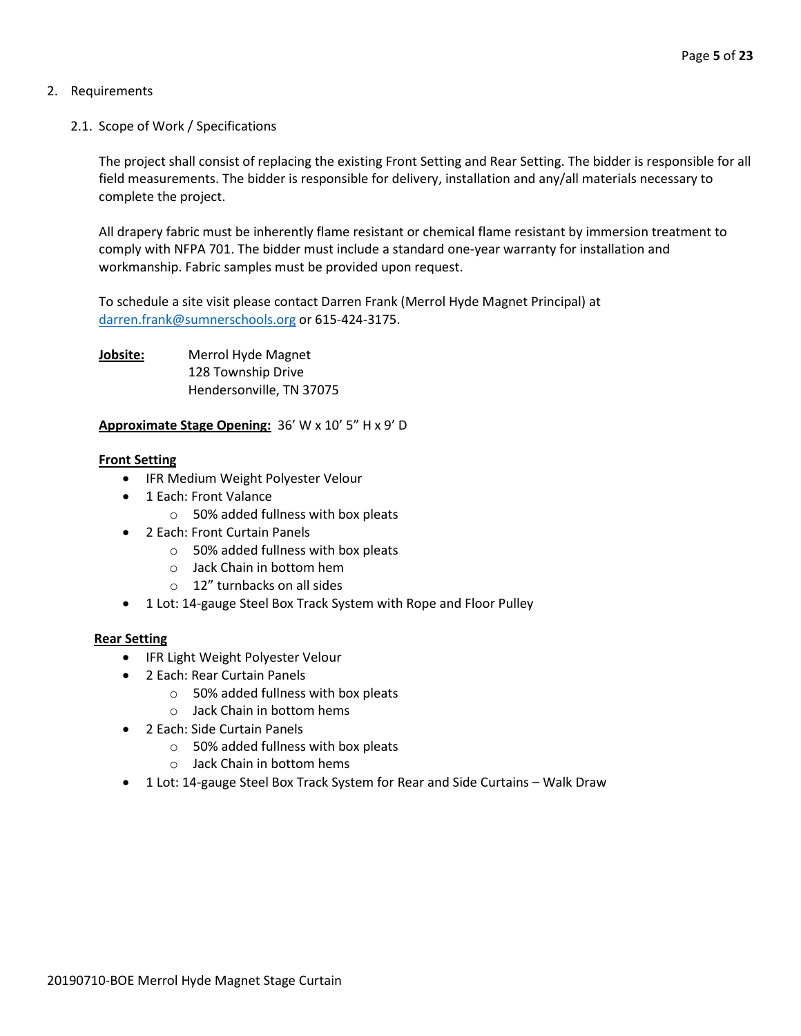## 2. Requirements

### 2.1. Scope of Work / Specifications

The project shall consist of replacing the existing Front Setting and Rear Setting. The bidder is responsible for all field measurements. The bidder is responsible for delivery, installation and any/all materials necessary to complete the project.

All drapery fabric must be inherently flame resistant or chemical flame resistant by immersion treatment to comply with NFPA 701. The bidder must include a standard one-year warranty for installation and workmanship. Fabric samples must be provided upon request.

To schedule a site visit please contact Darren Frank (Merrol Hyde Magnet Principal) at darren.frank@sumnerschools.org or 615-424-3175.

**Jobsite:** Merrol Hyde Magnet
128 Township Drive
Hendersonville, TN 37075

**Approximate Stage Opening:** 36' W x 10' 5" H x 9' D

**Front Setting**

- IFR Medium Weight Polyester Velour
- 1 Each: Front Valance
    - 50% added fullness with box pleats
- 2 Each: Front Curtain Panels
    - 50% added fullness with box pleats
    - Jack Chain in bottom hem
    - 12" turnbacks on all sides
- 1 Lot: 14-gauge Steel Box Track System with Rope and Floor Pulley

**Rear Setting**

- IFR Light Weight Polyester Velour
- 2 Each: Rear Curtain Panels
    - 50% added fullness with box pleats
    - Jack Chain in bottom hems
- 2 Each: Side Curtain Panels
    - 50% added fullness with box pleats
    - Jack Chain in bottom hems
- 1 Lot: 14-gauge Steel Box Track System for Rear and Side Curtains – Walk Draw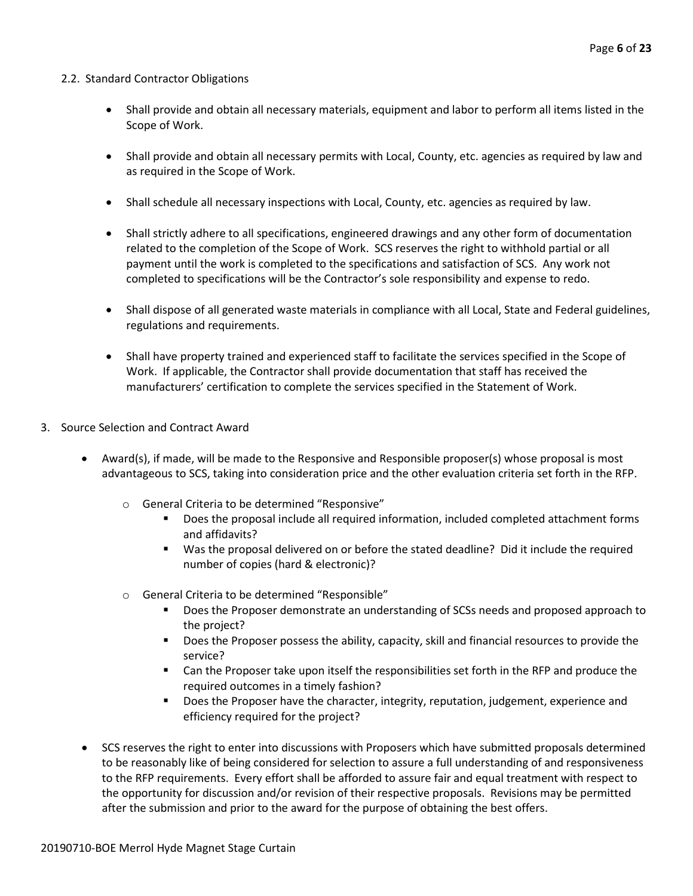### 2.2. Standard Contractor Obligations

- Shall provide and obtain all necessary materials, equipment and labor to perform all items listed in the Scope of Work.
- Shall provide and obtain all necessary permits with Local, County, etc. agencies as required by law and as required in the Scope of Work.
- Shall schedule all necessary inspections with Local, County, etc. agencies as required by law.
- Shall strictly adhere to all specifications, engineered drawings and any other form of documentation related to the completion of the Scope of Work. SCS reserves the right to withhold partial or all payment until the work is completed to the specifications and satisfaction of SCS. Any work not completed to specifications will be the Contractor's sole responsibility and expense to redo.
- Shall dispose of all generated waste materials in compliance with all Local, State and Federal guidelines, regulations and requirements.
- Shall have property trained and experienced staff to facilitate the services specified in the Scope of Work. If applicable, the Contractor shall provide documentation that staff has received the manufacturers' certification to complete the services specified in the Statement of Work.

## 3. Source Selection and Contract Award

- Award(s), if made, will be made to the Responsive and Responsible proposer(s) whose proposal is most advantageous to SCS, taking into consideration price and the other evaluation criteria set forth in the RFP.
  - General Criteria to be determined "Responsive"
    - Does the proposal include all required information, included completed attachment forms and affidavits?
    - Was the proposal delivered on or before the stated deadline? Did it include the required number of copies (hard & electronic)?
  - General Criteria to be determined "Responsible"
    - Does the Proposer demonstrate an understanding of SCSs needs and proposed approach to the project?
    - Does the Proposer possess the ability, capacity, skill and financial resources to provide the service?
    - Can the Proposer take upon itself the responsibilities set forth in the RFP and produce the required outcomes in a timely fashion?
    - Does the Proposer have the character, integrity, reputation, judgement, experience and efficiency required for the project?
- SCS reserves the right to enter into discussions with Proposers which have submitted proposals determined to be reasonably like of being considered for selection to assure a full understanding of and responsiveness to the RFP requirements. Every effort shall be afforded to assure fair and equal treatment with respect to the opportunity for discussion and/or revision of their respective proposals. Revisions may be permitted after the submission and prior to the award for the purpose of obtaining the best offers.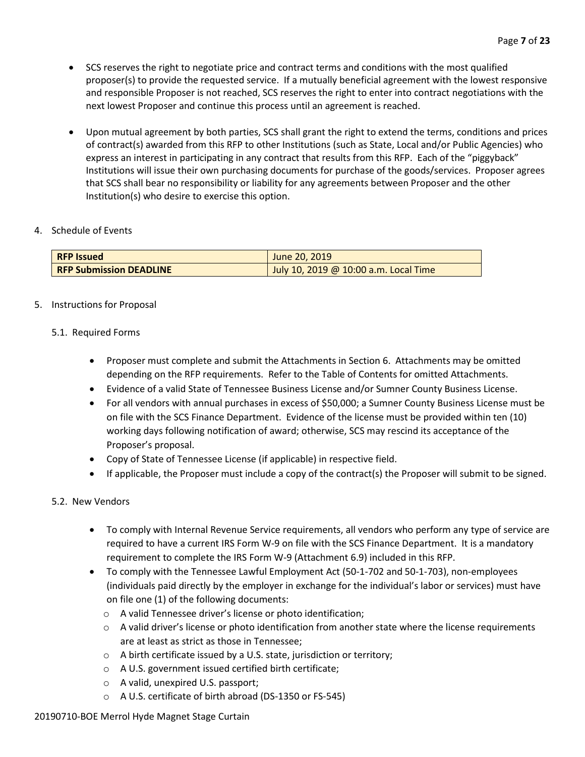- SCS reserves the right to negotiate price and contract terms and conditions with the most qualified proposer(s) to provide the requested service. If a mutually beneficial agreement with the lowest responsive and responsible Proposer is not reached, SCS reserves the right to enter into contract negotiations with the next lowest Proposer and continue this process until an agreement is reached.

- Upon mutual agreement by both parties, SCS shall grant the right to extend the terms, conditions and prices of contract(s) awarded from this RFP to other Institutions (such as State, Local and/or Public Agencies) who express an interest in participating in any contract that results from this RFP. Each of the "piggyback" Institutions will issue their own purchasing documents for purchase of the goods/services. Proposer agrees that SCS shall bear no responsibility or liability for any agreements between Proposer and the other Institution(s) who desire to exercise this option.

4. Schedule of Events

| **RFP Issued** | June 20, 2019 |
|---|---|
| **RFP Submission DEADLINE** | July 10, 2019 @ 10:00 a.m. Local Time |

5. Instructions for Proposal

5.1. Required Forms

- Proposer must complete and submit the Attachments in Section 6. Attachments may be omitted depending on the RFP requirements. Refer to the Table of Contents for omitted Attachments.
- Evidence of a valid State of Tennessee Business License and/or Sumner County Business License.
- For all vendors with annual purchases in excess of $50,000; a Sumner County Business License must be on file with the SCS Finance Department. Evidence of the license must be provided within ten (10) working days following notification of award; otherwise, SCS may rescind its acceptance of the Proposer's proposal.
- Copy of State of Tennessee License (if applicable) in respective field.
- If applicable, the Proposer must include a copy of the contract(s) the Proposer will submit to be signed.

5.2. New Vendors

- To comply with Internal Revenue Service requirements, all vendors who perform any type of service are required to have a current IRS Form W-9 on file with the SCS Finance Department. It is a mandatory requirement to complete the IRS Form W-9 (Attachment 6.9) included in this RFP.
- To comply with the Tennessee Lawful Employment Act (50-1-702 and 50-1-703), non-employees (individuals paid directly by the employer in exchange for the individual's labor or services) must have on file one (1) of the following documents:
  - A valid Tennessee driver's license or photo identification;
  - A valid driver's license or photo identification from another state where the license requirements are at least as strict as those in Tennessee;
  - A birth certificate issued by a U.S. state, jurisdiction or territory;
  - A U.S. government issued certified birth certificate;
  - A valid, unexpired U.S. passport;
  - A U.S. certificate of birth abroad (DS-1350 or FS-545)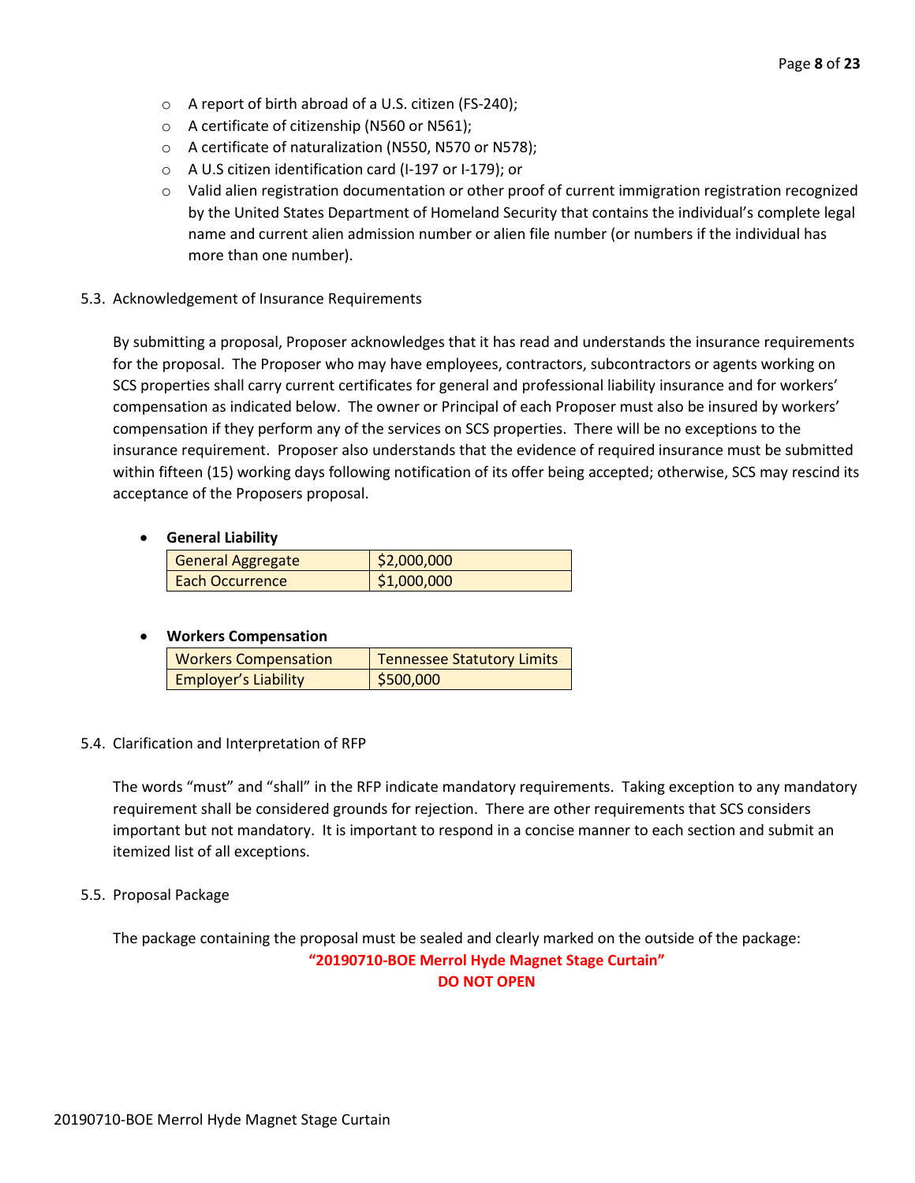- A report of birth abroad of a U.S. citizen (FS-240);
- A certificate of citizenship (N560 or N561);
- A certificate of naturalization (N550, N570 or N578);
- A U.S citizen identification card (I-197 or I-179); or
- Valid alien registration documentation or other proof of current immigration registration recognized by the United States Department of Homeland Security that contains the individual's complete legal name and current alien admission number or alien file number (or numbers if the individual has more than one number).

5.3. Acknowledgement of Insurance Requirements

By submitting a proposal, Proposer acknowledges that it has read and understands the insurance requirements for the proposal. The Proposer who may have employees, contractors, subcontractors or agents working on SCS properties shall carry current certificates for general and professional liability insurance and for workers' compensation as indicated below. The owner or Principal of each Proposer must also be insured by workers' compensation if they perform any of the services on SCS properties. There will be no exceptions to the insurance requirement. Proposer also understands that the evidence of required insurance must be submitted within fifteen (15) working days following notification of its offer being accepted; otherwise, SCS may rescind its acceptance of the Proposers proposal.

- **General Liability**

| General Aggregate | $2,000,000 |
|---|---|
| Each Occurrence | $1,000,000 |

- **Workers Compensation**

| Workers Compensation | Tennessee Statutory Limits |
|---|---|
| Employer's Liability | $500,000 |

5.4. Clarification and Interpretation of RFP

The words "must" and "shall" in the RFP indicate mandatory requirements. Taking exception to any mandatory requirement shall be considered grounds for rejection. There are other requirements that SCS considers important but not mandatory. It is important to respond in a concise manner to each section and submit an itemized list of all exceptions.

5.5. Proposal Package

The package containing the proposal must be sealed and clearly marked on the outside of the package:

**"20190710-BOE Merrol Hyde Magnet Stage Curtain"**

**DO NOT OPEN**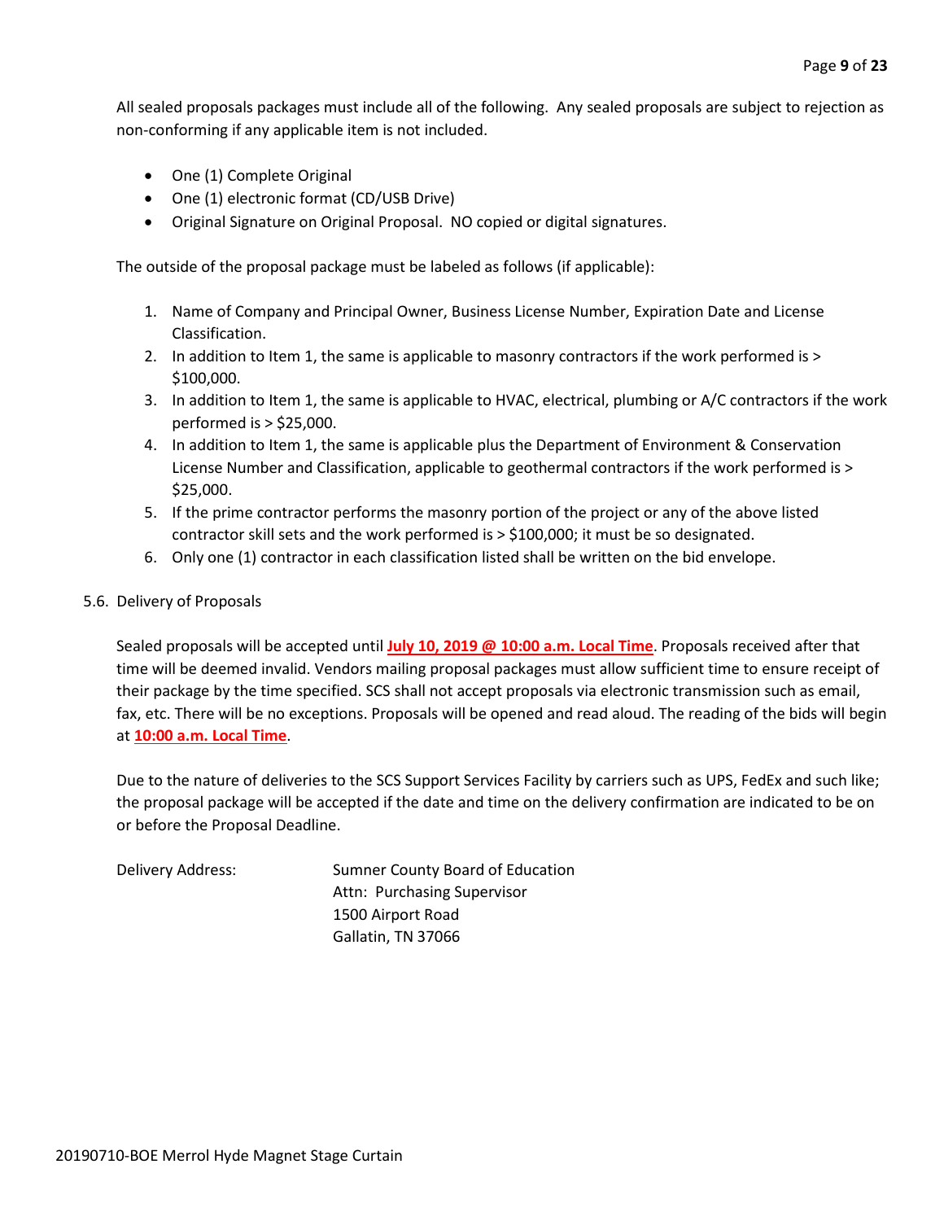All sealed proposals packages must include all of the following. Any sealed proposals are subject to rejection as non-conforming if any applicable item is not included.

- One (1) Complete Original
- One (1) electronic format (CD/USB Drive)
- Original Signature on Original Proposal. NO copied or digital signatures.

The outside of the proposal package must be labeled as follows (if applicable):

1. Name of Company and Principal Owner, Business License Number, Expiration Date and License Classification.
2. In addition to Item 1, the same is applicable to masonry contractors if the work performed is > $100,000.
3. In addition to Item 1, the same is applicable to HVAC, electrical, plumbing or A/C contractors if the work performed is > $25,000.
4. In addition to Item 1, the same is applicable plus the Department of Environment & Conservation License Number and Classification, applicable to geothermal contractors if the work performed is > $25,000.
5. If the prime contractor performs the masonry portion of the project or any of the above listed contractor skill sets and the work performed is > $100,000; it must be so designated.
6. Only one (1) contractor in each classification listed shall be written on the bid envelope.

5.6. Delivery of Proposals

Sealed proposals will be accepted until **July 10, 2019 @ 10:00 a.m. Local Time**. Proposals received after that time will be deemed invalid. Vendors mailing proposal packages must allow sufficient time to ensure receipt of their package by the time specified. SCS shall not accept proposals via electronic transmission such as email, fax, etc. There will be no exceptions. Proposals will be opened and read aloud. The reading of the bids will begin at **10:00 a.m. Local Time**.

Due to the nature of deliveries to the SCS Support Services Facility by carriers such as UPS, FedEx and such like; the proposal package will be accepted if the date and time on the delivery confirmation are indicated to be on or before the Proposal Deadline.

Delivery Address: Sumner County Board of Education
Attn: Purchasing Supervisor
1500 Airport Road
Gallatin, TN 37066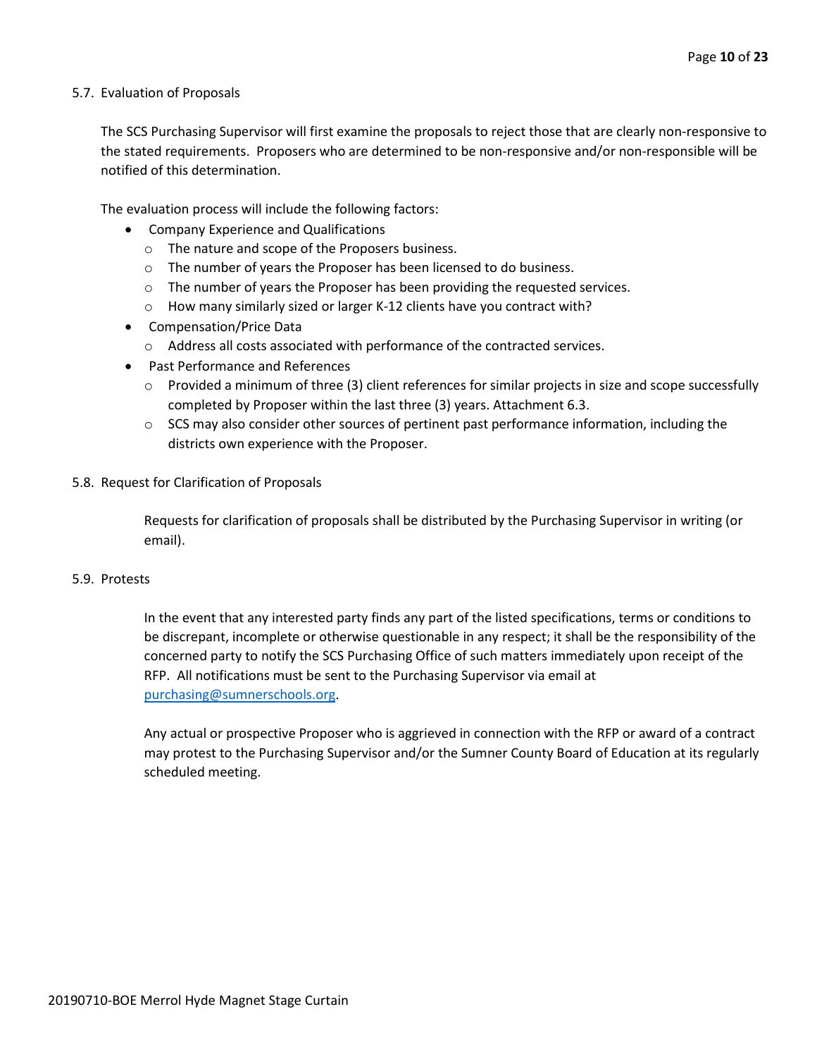### 5.7. Evaluation of Proposals

The SCS Purchasing Supervisor will first examine the proposals to reject those that are clearly non-responsive to the stated requirements. Proposers who are determined to be non-responsive and/or non-responsible will be notified of this determination.

The evaluation process will include the following factors:

- Company Experience and Qualifications
  - The nature and scope of the Proposers business.
  - The number of years the Proposer has been licensed to do business.
  - The number of years the Proposer has been providing the requested services.
  - How many similarly sized or larger K-12 clients have you contract with?
- Compensation/Price Data
  - Address all costs associated with performance of the contracted services.
- Past Performance and References
  - Provided a minimum of three (3) client references for similar projects in size and scope successfully completed by Proposer within the last three (3) years. Attachment 6.3.
  - SCS may also consider other sources of pertinent past performance information, including the districts own experience with the Proposer.

### 5.8. Request for Clarification of Proposals

Requests for clarification of proposals shall be distributed by the Purchasing Supervisor in writing (or email).

### 5.9. Protests

In the event that any interested party finds any part of the listed specifications, terms or conditions to be discrepant, incomplete or otherwise questionable in any respect; it shall be the responsibility of the concerned party to notify the SCS Purchasing Office of such matters immediately upon receipt of the RFP. All notifications must be sent to the Purchasing Supervisor via email at [purchasing@sumnerschools.org](mailto:purchasing@sumnerschools.org).

Any actual or prospective Proposer who is aggrieved in connection with the RFP or award of a contract may protest to the Purchasing Supervisor and/or the Sumner County Board of Education at its regularly scheduled meeting.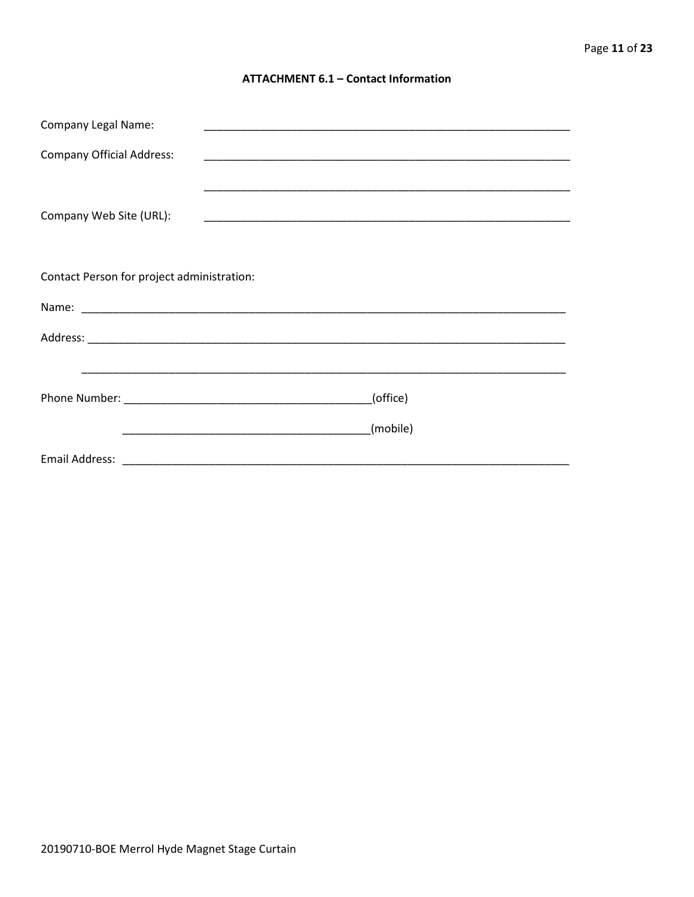## ATTACHMENT 6.1 – Contact Information

Company Legal Name: ____________________________________________________________

Company Official Address: ____________________________________________________________

____________________________________________________________

Company Web Site (URL): ____________________________________________________________

Contact Person for project administration:

Name: ________________________________________________________________________________

Address: ______________________________________________________________________________

________________________________________________________________________________

Phone Number: ________________________________________(office)

________________________________________(mobile)

Email Address: ___________________________________________________________________________

20190710-BOE Merrol Hyde Magnet Stage Curtain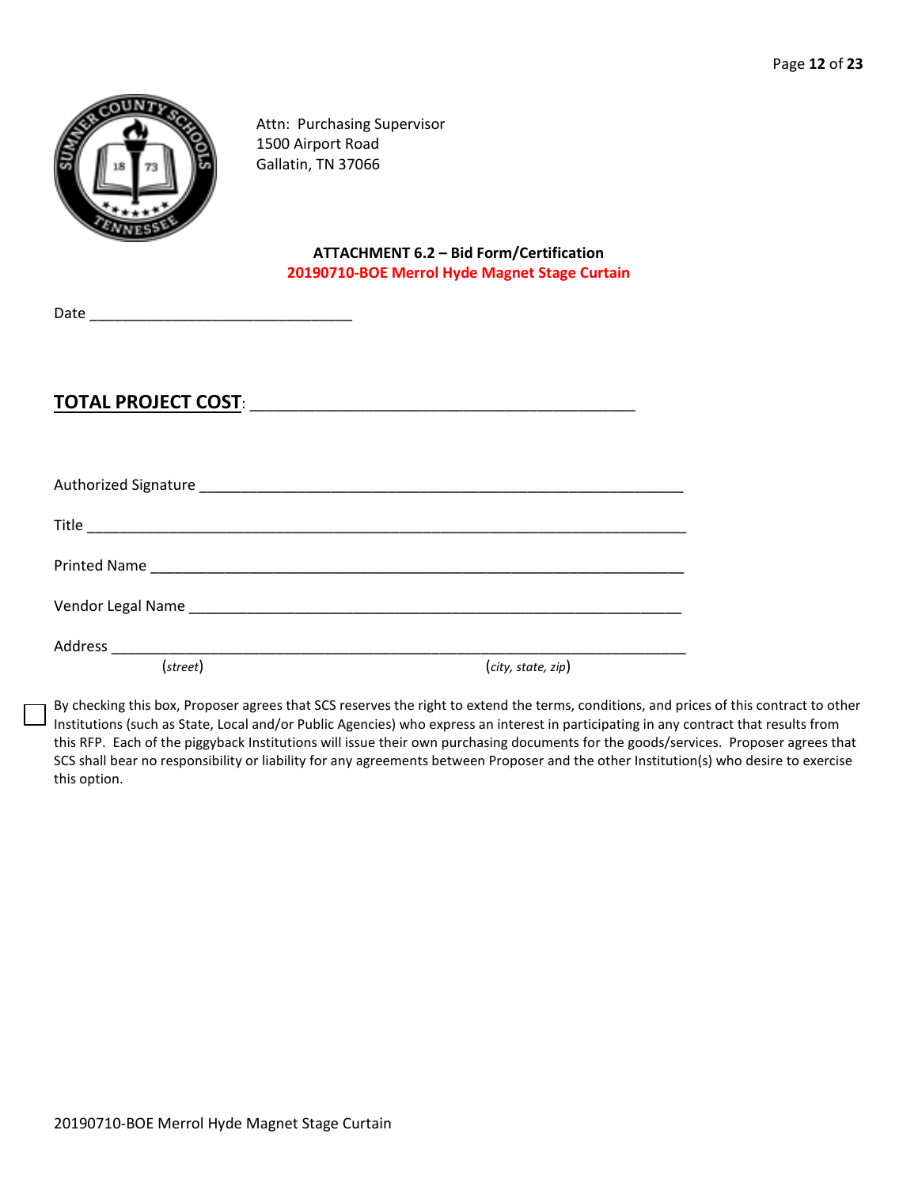Attn: Purchasing Supervisor
1500 Airport Road
Gallatin, TN 37066

**ATTACHMENT 6.2 – Bid Form/Certification**
**20190710-BOE Merrol Hyde Magnet Stage Curtain**

Date ________________________________

**TOTAL PROJECT COST**: ____________________________________________

Authorized Signature ___________________________________________________________

Title __________________________________________________________________________

Printed Name ___________________________________________________________________

Vendor Legal Name ______________________________________________________________

Address ________________________________________________________________________
(*street*) (*city, state, zip*)

☐ By checking this box, Proposer agrees that SCS reserves the right to extend the terms, conditions, and prices of this contract to other Institutions (such as State, Local and/or Public Agencies) who express an interest in participating in any contract that results from this RFP. Each of the piggyback Institutions will issue their own purchasing documents for the goods/services. Proposer agrees that SCS shall bear no responsibility or liability for any agreements between Proposer and the other Institution(s) who desire to exercise this option.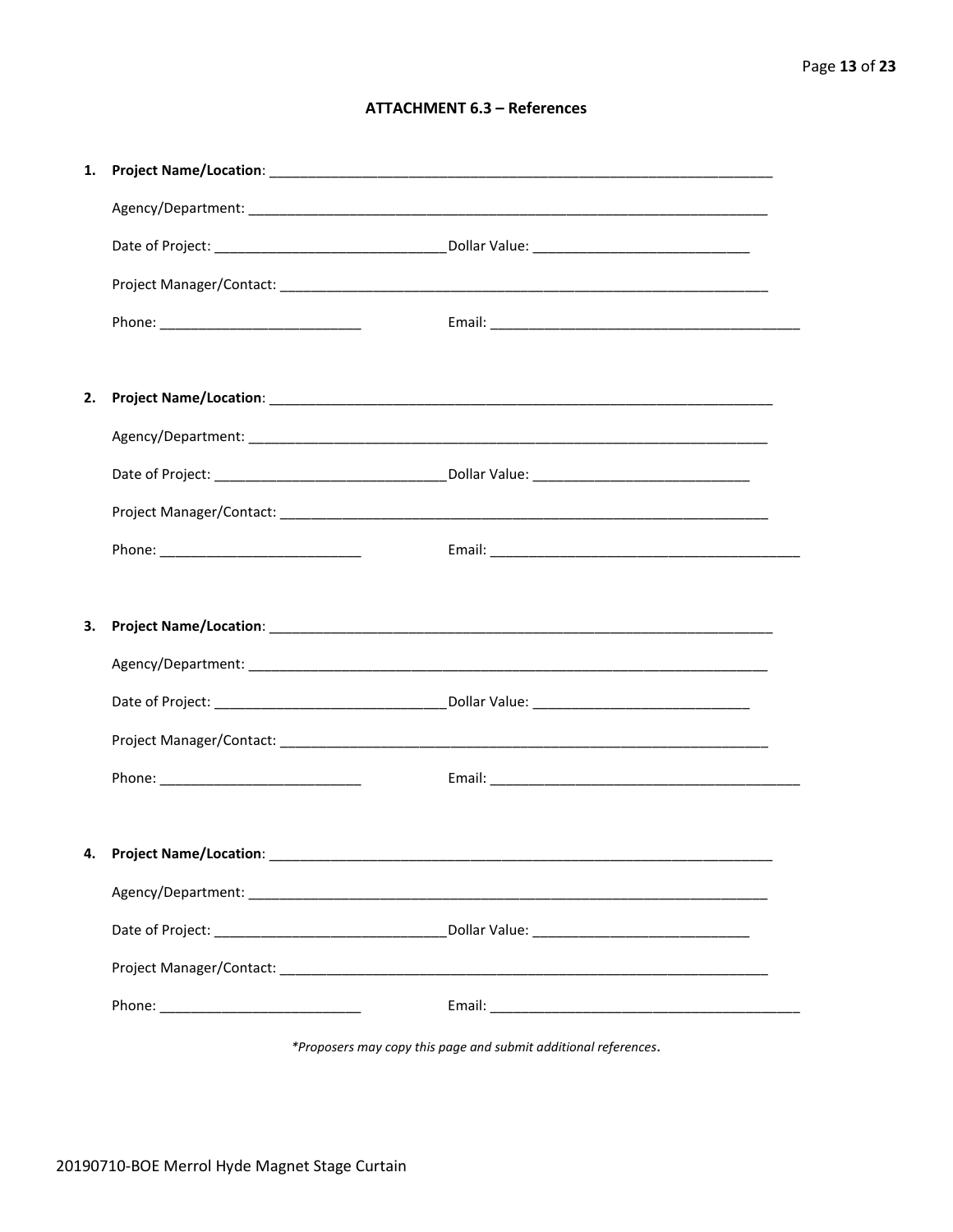## ATTACHMENT 6.3 – References

1. **Project Name/Location**: ____________________________________________________________________

   Agency/Department: ____________________________________________________________________

   Date of Project: ______________________________Dollar Value: ____________________________

   Project Manager/Contact: ________________________________________________________________

   Phone: __________________________ Email: _________________________________________

2. **Project Name/Location**: ____________________________________________________________________

   Agency/Department: ____________________________________________________________________

   Date of Project: ______________________________Dollar Value: ____________________________

   Project Manager/Contact: ________________________________________________________________

   Phone: __________________________ Email: _________________________________________

3. **Project Name/Location**: ____________________________________________________________________

   Agency/Department: ____________________________________________________________________

   Date of Project: ______________________________Dollar Value: ____________________________

   Project Manager/Contact: ________________________________________________________________

   Phone: __________________________ Email: _________________________________________

4. **Project Name/Location**: ____________________________________________________________________

   Agency/Department: ____________________________________________________________________

   Date of Project: ______________________________Dollar Value: ____________________________

   Project Manager/Contact: ________________________________________________________________

   Phone: __________________________ Email: _________________________________________

*\*Proposers may copy this page and submit additional references.*

20190710-BOE Merrol Hyde Magnet Stage Curtain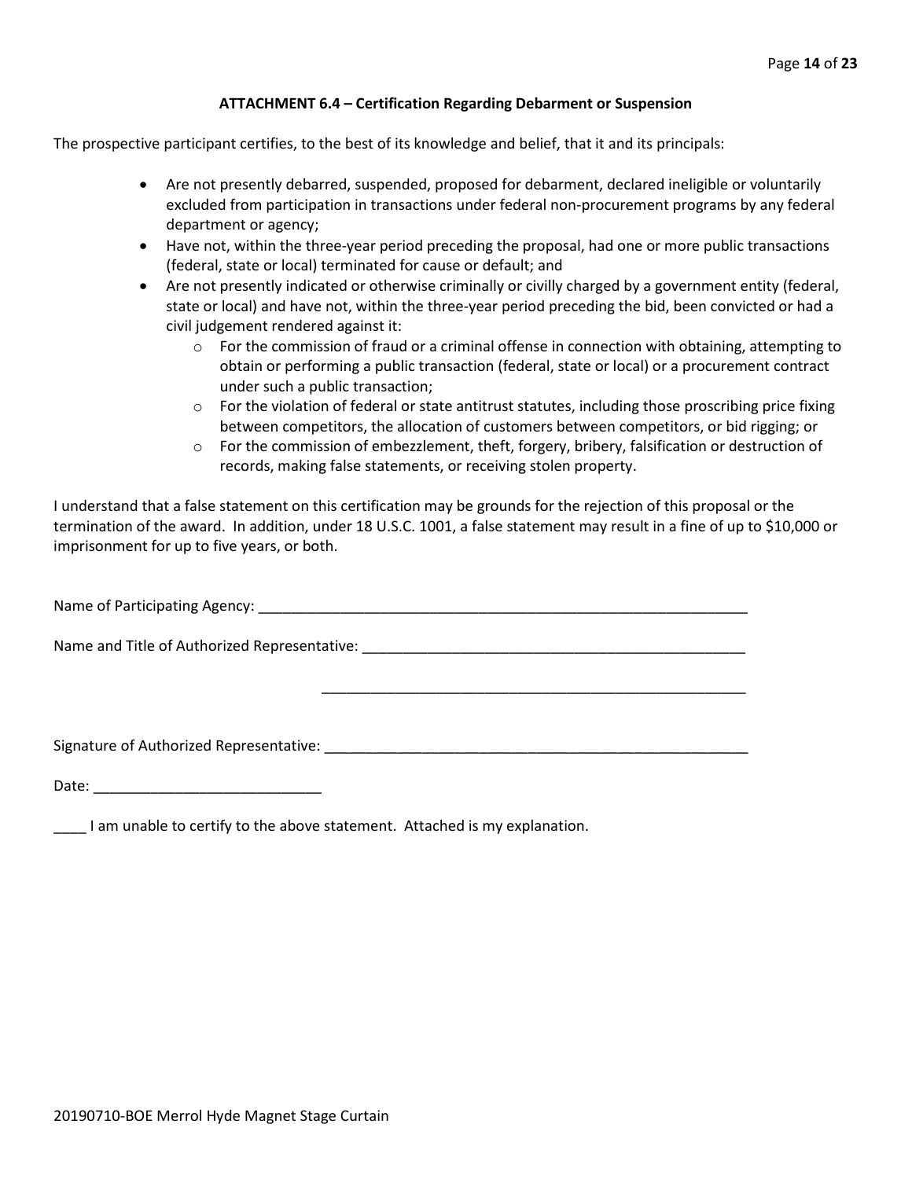### ATTACHMENT 6.4 – Certification Regarding Debarment or Suspension

The prospective participant certifies, to the best of its knowledge and belief, that it and its principals:

- Are not presently debarred, suspended, proposed for debarment, declared ineligible or voluntarily excluded from participation in transactions under federal non-procurement programs by any federal department or agency;
- Have not, within the three-year period preceding the proposal, had one or more public transactions (federal, state or local) terminated for cause or default; and
- Are not presently indicated or otherwise criminally or civilly charged by a government entity (federal, state or local) and have not, within the three-year period preceding the bid, been convicted or had a civil judgement rendered against it:
  - For the commission of fraud or a criminal offense in connection with obtaining, attempting to obtain or performing a public transaction (federal, state or local) or a procurement contract under such a public transaction;
  - For the violation of federal or state antitrust statutes, including those proscribing price fixing between competitors, the allocation of customers between competitors, or bid rigging; or
  - For the commission of embezzlement, theft, forgery, bribery, falsification or destruction of records, making false statements, or receiving stolen property.

I understand that a false statement on this certification may be grounds for the rejection of this proposal or the termination of the award. In addition, under 18 U.S.C. 1001, a false statement may result in a fine of up to $10,000 or imprisonment for up to five years, or both.

Name of Participating Agency: ______________________________________________________________

Name and Title of Authorized Representative: _________________________________________________

_____________________________________________________

Signature of Authorized Representative: _____________________________________________________

Date: ____________________________

____ I am unable to certify to the above statement. Attached is my explanation.

20190710-BOE Merrol Hyde Magnet Stage Curtain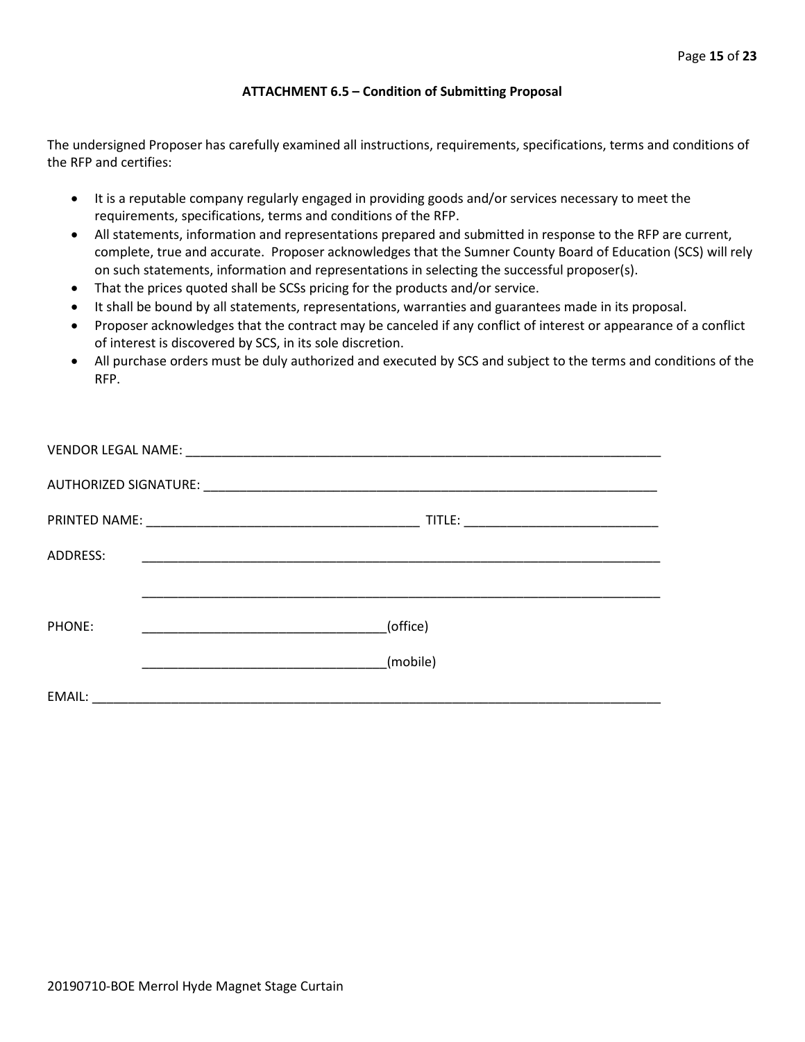### ATTACHMENT 6.5 – Condition of Submitting Proposal

The undersigned Proposer has carefully examined all instructions, requirements, specifications, terms and conditions of the RFP and certifies:

- It is a reputable company regularly engaged in providing goods and/or services necessary to meet the requirements, specifications, terms and conditions of the RFP.
- All statements, information and representations prepared and submitted in response to the RFP are current, complete, true and accurate. Proposer acknowledges that the Sumner County Board of Education (SCS) will rely on such statements, information and representations in selecting the successful proposer(s).
- That the prices quoted shall be SCSs pricing for the products and/or service.
- It shall be bound by all statements, representations, warranties and guarantees made in its proposal.
- Proposer acknowledges that the contract may be canceled if any conflict of interest or appearance of a conflict of interest is discovered by SCS, in its sole discretion.
- All purchase orders must be duly authorized and executed by SCS and subject to the terms and conditions of the RFP.

VENDOR LEGAL NAME: ____________________________________________________________________

AUTHORIZED SIGNATURE: _________________________________________________________________

PRINTED NAME: ______________________________________ TITLE: ___________________________

ADDRESS: ___________________________________________________________________________

___________________________________________________________________________

PHONE: __________________________________(office)

__________________________________(mobile)

EMAIL: ______________________________________________________________________________

20190710-BOE Merrol Hyde Magnet Stage Curtain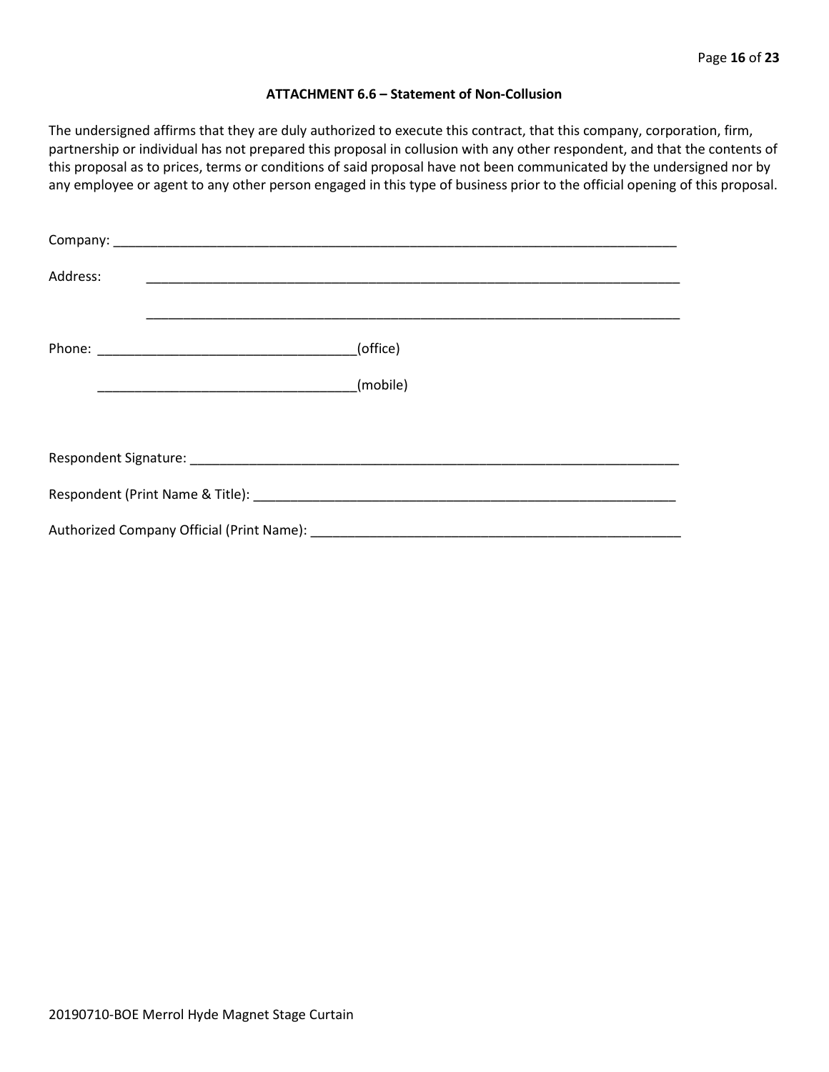**ATTACHMENT 6.6 – Statement of Non-Collusion**

The undersigned affirms that they are duly authorized to execute this contract, that this company, corporation, firm, partnership or individual has not prepared this proposal in collusion with any other respondent, and that the contents of this proposal as to prices, terms or conditions of said proposal have not been communicated by the undersigned nor by any employee or agent to any other person engaged in this type of business prior to the official opening of this proposal.

Company: ______________________________________________________________________________

Address: ______________________________________________________________________________

______________________________________________________________________________

Phone: ___________________________________(office)

___________________________________(mobile)

Respondent Signature: __________________________________________________________________

Respondent (Print Name & Title): ________________________________________________________

Authorized Company Official (Print Name): _________________________________________________

20190710-BOE Merrol Hyde Magnet Stage Curtain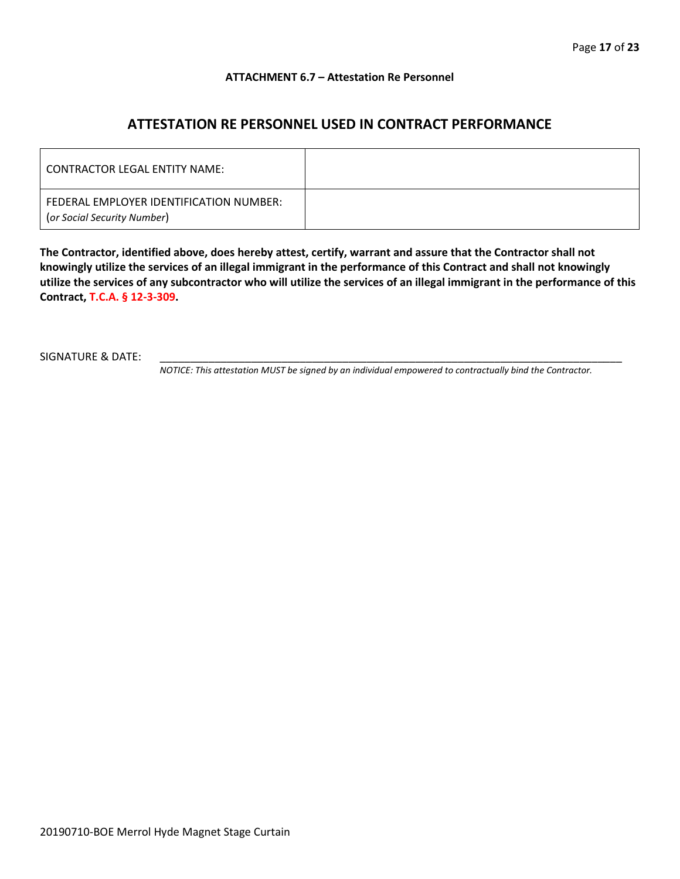**ATTACHMENT 6.7 – Attestation Re Personnel**

## ATTESTATION RE PERSONNEL USED IN CONTRACT PERFORMANCE

| CONTRACTOR LEGAL ENTITY NAME: | |
|---|---|
| FEDERAL EMPLOYER IDENTIFICATION NUMBER: (*or Social Security Number*) | |

**The Contractor, identified above, does hereby attest, certify, warrant and assure that the Contractor shall not knowingly utilize the services of an illegal immigrant in the performance of this Contract and shall not knowingly utilize the services of any subcontractor who will utilize the services of an illegal immigrant in the performance of this Contract, T.C.A. § 12-3-309.**

SIGNATURE & DATE: ___________________________________________________________________________

*NOTICE: This attestation MUST be signed by an individual empowered to contractually bind the Contractor.*

20190710-BOE Merrol Hyde Magnet Stage Curtain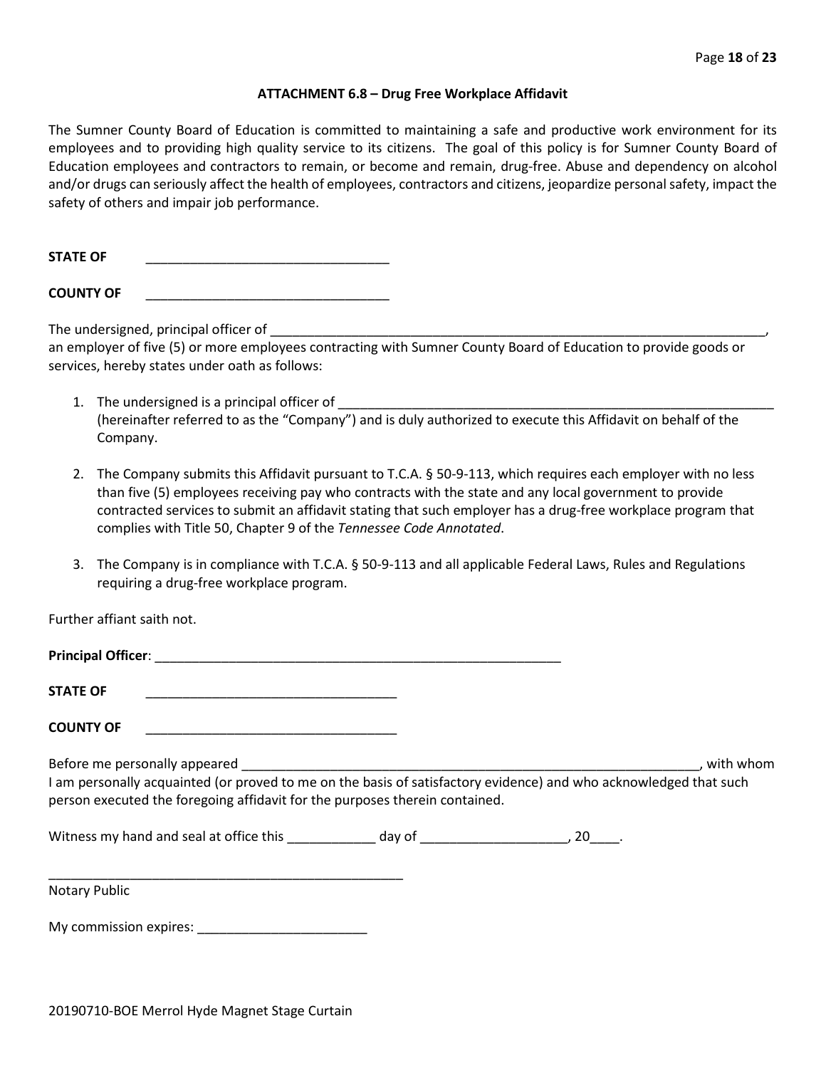### ATTACHMENT 6.8 – Drug Free Workplace Affidavit

The Sumner County Board of Education is committed to maintaining a safe and productive work environment for its employees and to providing high quality service to its citizens. The goal of this policy is for Sumner County Board of Education employees and contractors to remain, or become and remain, drug-free. Abuse and dependency on alcohol and/or drugs can seriously affect the health of employees, contractors and citizens, jeopardize personal safety, impact the safety of others and impair job performance.

**STATE OF** \_\_\_\_\_\_\_\_\_\_\_\_\_\_\_\_\_\_\_\_\_\_\_\_\_\_\_\_\_\_\_\_\_\_

**COUNTY OF** \_\_\_\_\_\_\_\_\_\_\_\_\_\_\_\_\_\_\_\_\_\_\_\_\_\_\_\_\_\_\_\_\_\_

The undersigned, principal officer of \_\_\_\_\_\_\_\_\_\_\_\_\_\_\_\_\_\_\_\_\_\_\_\_\_\_\_\_\_\_\_\_\_\_\_\_\_\_\_\_\_\_\_\_\_\_\_\_\_\_\_\_\_\_\_\_\_\_\_\_\_\_\_\_\_\_\_\_\_\_\_, an employer of five (5) or more employees contracting with Sumner County Board of Education to provide goods or services, hereby states under oath as follows:

1. The undersigned is a principal officer of \_\_\_\_\_\_\_\_\_\_\_\_\_\_\_\_\_\_\_\_\_\_\_\_\_\_\_\_\_\_\_\_\_\_\_\_\_\_\_\_\_\_\_\_\_\_\_\_\_\_\_\_\_\_\_\_\_\_\_\_\_ (hereinafter referred to as the "Company") and is duly authorized to execute this Affidavit on behalf of the Company.

2. The Company submits this Affidavit pursuant to T.C.A. § 50-9-113, which requires each employer with no less than five (5) employees receiving pay who contracts with the state and any local government to provide contracted services to submit an affidavit stating that such employer has a drug-free workplace program that complies with Title 50, Chapter 9 of the *Tennessee Code Annotated*.

3. The Company is in compliance with T.C.A. § 50-9-113 and all applicable Federal Laws, Rules and Regulations requiring a drug-free workplace program.

Further affiant saith not.

**Principal Officer**: \_\_\_\_\_\_\_\_\_\_\_\_\_\_\_\_\_\_\_\_\_\_\_\_\_\_\_\_\_\_\_\_\_\_\_\_\_\_\_\_\_\_\_\_\_\_\_\_\_\_\_\_\_\_\_\_\_\_

**STATE OF** \_\_\_\_\_\_\_\_\_\_\_\_\_\_\_\_\_\_\_\_\_\_\_\_\_\_\_\_\_\_\_\_\_\_\_\_

**COUNTY OF** \_\_\_\_\_\_\_\_\_\_\_\_\_\_\_\_\_\_\_\_\_\_\_\_\_\_\_\_\_\_\_\_\_\_\_\_

Before me personally appeared \_\_\_\_\_\_\_\_\_\_\_\_\_\_\_\_\_\_\_\_\_\_\_\_\_\_\_\_\_\_\_\_\_\_\_\_\_\_\_\_\_\_\_\_\_\_\_\_\_\_\_\_\_\_\_\_\_\_\_\_\_\_\_\_, with whom I am personally acquainted (or proved to me on the basis of satisfactory evidence) and who acknowledged that such person executed the foregoing affidavit for the purposes therein contained.

Witness my hand and seal at office this \_\_\_\_\_\_\_\_\_\_\_\_ day of \_\_\_\_\_\_\_\_\_\_\_\_\_\_\_\_\_\_\_\_, 20\_\_\_\_.

\_\_\_\_\_\_\_\_\_\_\_\_\_\_\_\_\_\_\_\_\_\_\_\_\_\_\_\_\_\_\_\_\_\_\_\_\_\_\_\_\_\_\_\_\_\_\_\_\_\_\_
Notary Public

My commission expires: \_\_\_\_\_\_\_\_\_\_\_\_\_\_\_\_\_\_\_\_\_\_\_\_

20190710-BOE Merrol Hyde Magnet Stage Curtain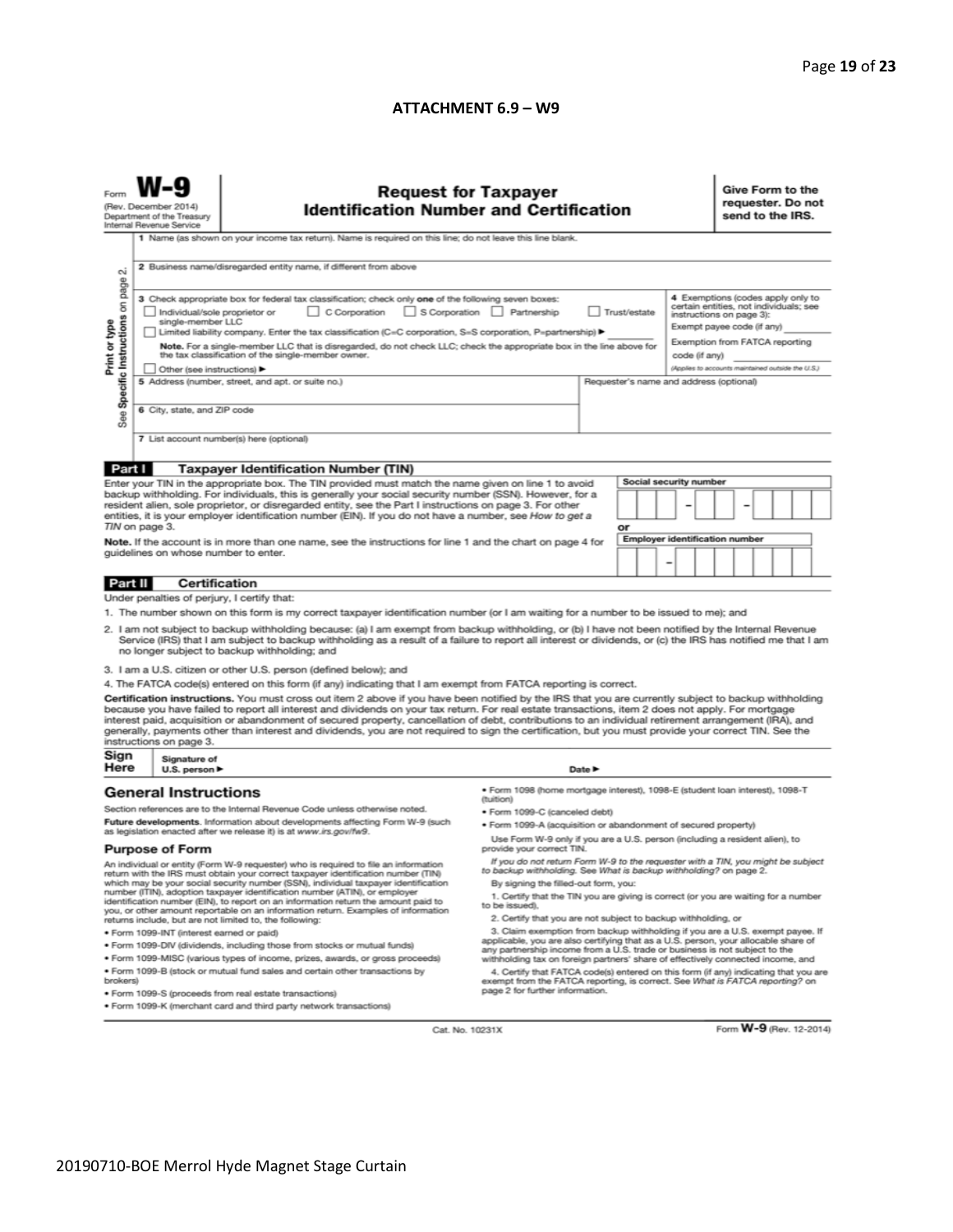**ATTACHMENT 6.9 – W9**

Form **W-9**
(Rev. December 2014)
Department of the Treasury
Internal Revenue Service

# Request for Taxpayer Identification Number and Certification

**Give Form to the requester. Do not send to the IRS.**

Print or type
See Specific Instructions on page 2.

1 Name (as shown on your income tax return). Name is required on this line; do not leave this line blank.

2 Business name/disregarded entity name, if different from above

3 Check appropriate box for federal tax classification; check only **one** of the following seven boxes:

☐ Individual/sole proprietor or single-member LLC ☐ C Corporation ☐ S Corporation ☐ Partnership ☐ Trust/estate

☐ Limited liability company. Enter the tax classification (C=C corporation, S=S corporation, P=partnership) ▶ ________

**Note.** For a single-member LLC that is disregarded, do not check LLC; check the appropriate box in the line above for the tax classification of the single-member owner.

☐ Other (see instructions) ▶

**4** Exemptions (codes apply only to certain entities, not individuals; see instructions on page 3):

Exempt payee code (if any) ________

Exemption from FATCA reporting code (if any) ________

(Applies to accounts maintained outside the U.S.)

5 Address (number, street, and apt. or suite no.)

Requester's name and address (optional)

6 City, state, and ZIP code

7 List account number(s) here (optional)

## Part I Taxpayer Identification Number (TIN)

Enter your TIN in the appropriate box. The TIN provided must match the name given on line 1 to avoid backup withholding. For individuals, this is generally your social security number (SSN). However, for a resident alien, sole proprietor, or disregarded entity, see the Part I instructions on page 3. For other entities, it is your employer identification number (EIN). If you do not have a number, see *How to get a TIN* on page 3.

**Note.** If the account is in more than one name, see the instructions for line 1 and the chart on page 4 for guidelines on whose number to enter.

**Social security number**

☐☐☐ – ☐☐ – ☐☐☐☐

**or**

**Employer identification number**

☐☐ – ☐☐☐☐☐☐☐

## Part II Certification

Under penalties of perjury, I certify that:

1. The number shown on this form is my correct taxpayer identification number (or I am waiting for a number to be issued to me); and
2. I am not subject to backup withholding because: (a) I am exempt from backup withholding, or (b) I have not been notified by the Internal Revenue Service (IRS) that I am subject to backup withholding as a result of a failure to report all interest or dividends, or (c) the IRS has notified me that I am no longer subject to backup withholding; and
3. I am a U.S. citizen or other U.S. person (defined below); and
4. The FATCA code(s) entered on this form (if any) indicating that I am exempt from FATCA reporting is correct.

**Certification instructions.** You must cross out item 2 above if you have been notified by the IRS that you are currently subject to backup withholding because you have failed to report all interest and dividends on your tax return. For real estate transactions, item 2 does not apply. For mortgage interest paid, acquisition or abandonment of secured property, cancellation of debt, contributions to an individual retirement arrangement (IRA), and generally, payments other than interest and dividends, you are not required to sign the certification, but you must provide your correct TIN. See the instructions on page 3.

**Sign Here** Signature of U.S. person ▶ Date ▶

## General Instructions

Section references are to the Internal Revenue Code unless otherwise noted.

**Future developments.** Information about developments affecting Form W-9 (such as legislation enacted after we release it) is at *www.irs.gov/fw9*.

### Purpose of Form

An individual or entity (Form W-9 requester) who is required to file an information return with the IRS must obtain your correct taxpayer identification number (TIN) which may be your social security number (SSN), individual taxpayer identification number (ITIN), adoption taxpayer identification number (ATIN), or employer identification number (EIN), to report on an information return the amount paid to you, or other amount reportable on an information return. Examples of information returns include, but are not limited to, the following:

- Form 1099-INT (interest earned or paid)
- Form 1099-DIV (dividends, including those from stocks or mutual funds)
- Form 1099-MISC (various types of income, prizes, awards, or gross proceeds)
- Form 1099-B (stock or mutual fund sales and certain other transactions by brokers)
- Form 1099-S (proceeds from real estate transactions)
- Form 1099-K (merchant card and third party network transactions)
- Form 1098 (home mortgage interest), 1098-E (student loan interest), 1098-T (tuition)
- Form 1099-C (canceled debt)
- Form 1099-A (acquisition or abandonment of secured property)

Use Form W-9 only if you are a U.S. person (including a resident alien), to provide your correct TIN.

*If you do not return Form W-9 to the requester with a TIN, you might be subject to backup withholding. See What is backup withholding? on page 2.*

By signing the filled-out form, you:

1. Certify that the TIN you are giving is correct (or you are waiting for a number to be issued),
2. Certify that you are not subject to backup withholding, or
3. Claim exemption from backup withholding if you are a U.S. exempt payee. If applicable, you are also certifying that as a U.S. person, your allocable share of any partnership income from a U.S. trade or business is not subject to the withholding tax on foreign partners' share of effectively connected income, and
4. Certify that FATCA code(s) entered on this form (if any) indicating that you are exempt from the FATCA reporting, is correct. See *What is FATCA reporting?* on page 2 for further information.

Cat. No. 10231X Form **W-9** (Rev. 12-2014)

20190710-BOE Merrol Hyde Magnet Stage Curtain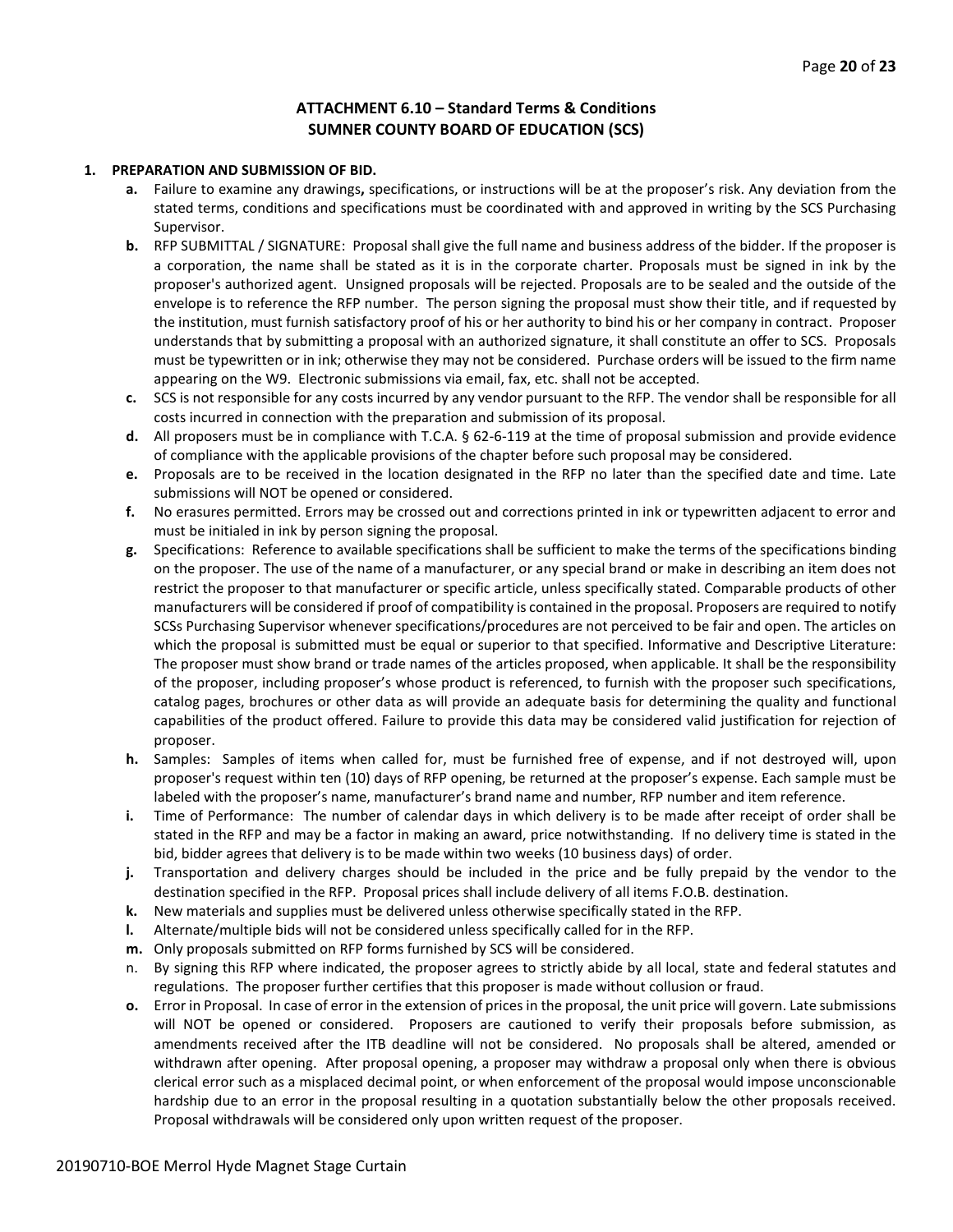## ATTACHMENT 6.10 – Standard Terms & Conditions
## SUMNER COUNTY BOARD OF EDUCATION (SCS)

**1. PREPARATION AND SUBMISSION OF BID.**

- **a.** Failure to examine any drawings**,** specifications, or instructions will be at the proposer's risk. Any deviation from the stated terms, conditions and specifications must be coordinated with and approved in writing by the SCS Purchasing Supervisor.
- **b.** RFP SUBMITTAL / SIGNATURE: Proposal shall give the full name and business address of the bidder. If the proposer is a corporation, the name shall be stated as it is in the corporate charter. Proposals must be signed in ink by the proposer's authorized agent. Unsigned proposals will be rejected. Proposals are to be sealed and the outside of the envelope is to reference the RFP number. The person signing the proposal must show their title, and if requested by the institution, must furnish satisfactory proof of his or her authority to bind his or her company in contract. Proposer understands that by submitting a proposal with an authorized signature, it shall constitute an offer to SCS. Proposals must be typewritten or in ink; otherwise they may not be considered. Purchase orders will be issued to the firm name appearing on the W9. Electronic submissions via email, fax, etc. shall not be accepted.
- **c.** SCS is not responsible for any costs incurred by any vendor pursuant to the RFP. The vendor shall be responsible for all costs incurred in connection with the preparation and submission of its proposal.
- **d.** All proposers must be in compliance with T.C.A. § 62-6-119 at the time of proposal submission and provide evidence of compliance with the applicable provisions of the chapter before such proposal may be considered.
- **e.** Proposals are to be received in the location designated in the RFP no later than the specified date and time. Late submissions will NOT be opened or considered.
- **f.** No erasures permitted. Errors may be crossed out and corrections printed in ink or typewritten adjacent to error and must be initialed in ink by person signing the proposal.
- **g.** Specifications: Reference to available specifications shall be sufficient to make the terms of the specifications binding on the proposer. The use of the name of a manufacturer, or any special brand or make in describing an item does not restrict the proposer to that manufacturer or specific article, unless specifically stated. Comparable products of other manufacturers will be considered if proof of compatibility is contained in the proposal. Proposers are required to notify SCSs Purchasing Supervisor whenever specifications/procedures are not perceived to be fair and open. The articles on which the proposal is submitted must be equal or superior to that specified. Informative and Descriptive Literature: The proposer must show brand or trade names of the articles proposed, when applicable. It shall be the responsibility of the proposer, including proposer's whose product is referenced, to furnish with the proposer such specifications, catalog pages, brochures or other data as will provide an adequate basis for determining the quality and functional capabilities of the product offered. Failure to provide this data may be considered valid justification for rejection of proposer.
- **h.** Samples: Samples of items when called for, must be furnished free of expense, and if not destroyed will, upon proposer's request within ten (10) days of RFP opening, be returned at the proposer's expense. Each sample must be labeled with the proposer's name, manufacturer's brand name and number, RFP number and item reference.
- **i.** Time of Performance: The number of calendar days in which delivery is to be made after receipt of order shall be stated in the RFP and may be a factor in making an award, price notwithstanding. If no delivery time is stated in the bid, bidder agrees that delivery is to be made within two weeks (10 business days) of order.
- **j.** Transportation and delivery charges should be included in the price and be fully prepaid by the vendor to the destination specified in the RFP. Proposal prices shall include delivery of all items F.O.B. destination.
- **k.** New materials and supplies must be delivered unless otherwise specifically stated in the RFP.
- **l.** Alternate/multiple bids will not be considered unless specifically called for in the RFP.
- **m.** Only proposals submitted on RFP forms furnished by SCS will be considered.
- n. By signing this RFP where indicated, the proposer agrees to strictly abide by all local, state and federal statutes and regulations. The proposer further certifies that this proposer is made without collusion or fraud.
- **o.** Error in Proposal. In case of error in the extension of prices in the proposal, the unit price will govern. Late submissions will NOT be opened or considered. Proposers are cautioned to verify their proposals before submission, as amendments received after the ITB deadline will not be considered. No proposals shall be altered, amended or withdrawn after opening. After proposal opening, a proposer may withdraw a proposal only when there is obvious clerical error such as a misplaced decimal point, or when enforcement of the proposal would impose unconscionable hardship due to an error in the proposal resulting in a quotation substantially below the other proposals received. Proposal withdrawals will be considered only upon written request of the proposer.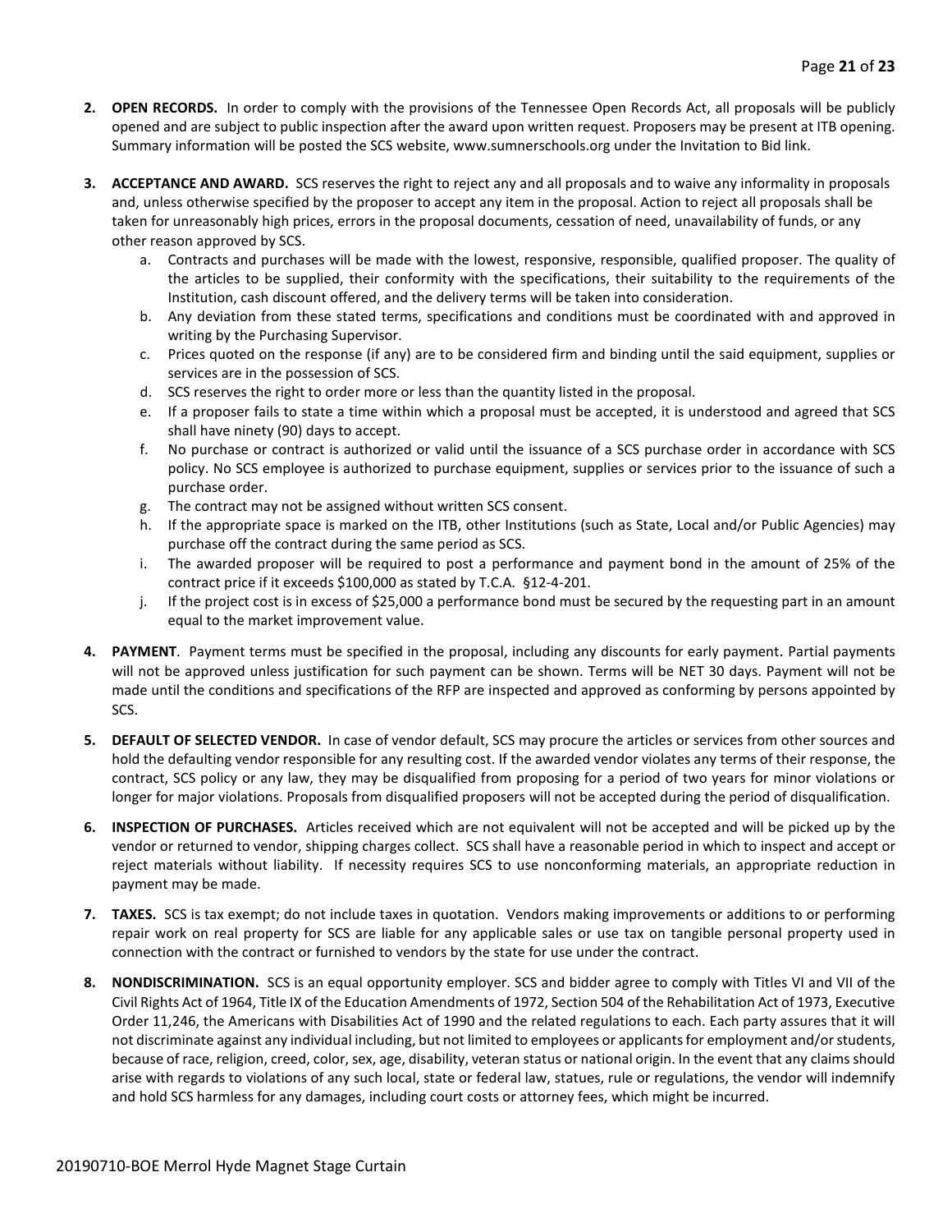2. **OPEN RECORDS.** In order to comply with the provisions of the Tennessee Open Records Act, all proposals will be publicly opened and are subject to public inspection after the award upon written request. Proposers may be present at ITB opening. Summary information will be posted the SCS website, www.sumnerschools.org under the Invitation to Bid link.

3. **ACCEPTANCE AND AWARD.** SCS reserves the right to reject any and all proposals and to waive any informality in proposals and, unless otherwise specified by the proposer to accept any item in the proposal. Action to reject all proposals shall be taken for unreasonably high prices, errors in the proposal documents, cessation of need, unavailability of funds, or any other reason approved by SCS.
   a. Contracts and purchases will be made with the lowest, responsive, responsible, qualified proposer. The quality of the articles to be supplied, their conformity with the specifications, their suitability to the requirements of the Institution, cash discount offered, and the delivery terms will be taken into consideration.
   b. Any deviation from these stated terms, specifications and conditions must be coordinated with and approved in writing by the Purchasing Supervisor.
   c. Prices quoted on the response (if any) are to be considered firm and binding until the said equipment, supplies or services are in the possession of SCS.
   d. SCS reserves the right to order more or less than the quantity listed in the proposal.
   e. If a proposer fails to state a time within which a proposal must be accepted, it is understood and agreed that SCS shall have ninety (90) days to accept.
   f. No purchase or contract is authorized or valid until the issuance of a SCS purchase order in accordance with SCS policy. No SCS employee is authorized to purchase equipment, supplies or services prior to the issuance of such a purchase order.
   g. The contract may not be assigned without written SCS consent.
   h. If the appropriate space is marked on the ITB, other Institutions (such as State, Local and/or Public Agencies) may purchase off the contract during the same period as SCS.
   i. The awarded proposer will be required to post a performance and payment bond in the amount of 25% of the contract price if it exceeds $100,000 as stated by T.C.A. §12-4-201.
   j. If the project cost is in excess of $25,000 a performance bond must be secured by the requesting part in an amount equal to the market improvement value.

4. **PAYMENT**. Payment terms must be specified in the proposal, including any discounts for early payment. Partial payments will not be approved unless justification for such payment can be shown. Terms will be NET 30 days. Payment will not be made until the conditions and specifications of the RFP are inspected and approved as conforming by persons appointed by SCS.

5. **DEFAULT OF SELECTED VENDOR.** In case of vendor default, SCS may procure the articles or services from other sources and hold the defaulting vendor responsible for any resulting cost. If the awarded vendor violates any terms of their response, the contract, SCS policy or any law, they may be disqualified from proposing for a period of two years for minor violations or longer for major violations. Proposals from disqualified proposers will not be accepted during the period of disqualification.

6. **INSPECTION OF PURCHASES.** Articles received which are not equivalent will not be accepted and will be picked up by the vendor or returned to vendor, shipping charges collect. SCS shall have a reasonable period in which to inspect and accept or reject materials without liability. If necessity requires SCS to use nonconforming materials, an appropriate reduction in payment may be made.

7. **TAXES.** SCS is tax exempt; do not include taxes in quotation. Vendors making improvements or additions to or performing repair work on real property for SCS are liable for any applicable sales or use tax on tangible personal property used in connection with the contract or furnished to vendors by the state for use under the contract.

8. **NONDISCRIMINATION.** SCS is an equal opportunity employer. SCS and bidder agree to comply with Titles VI and VII of the Civil Rights Act of 1964, Title IX of the Education Amendments of 1972, Section 504 of the Rehabilitation Act of 1973, Executive Order 11,246, the Americans with Disabilities Act of 1990 and the related regulations to each. Each party assures that it will not discriminate against any individual including, but not limited to employees or applicants for employment and/or students, because of race, religion, creed, color, sex, age, disability, veteran status or national origin. In the event that any claims should arise with regards to violations of any such local, state or federal law, statues, rule or regulations, the vendor will indemnify and hold SCS harmless for any damages, including court costs or attorney fees, which might be incurred.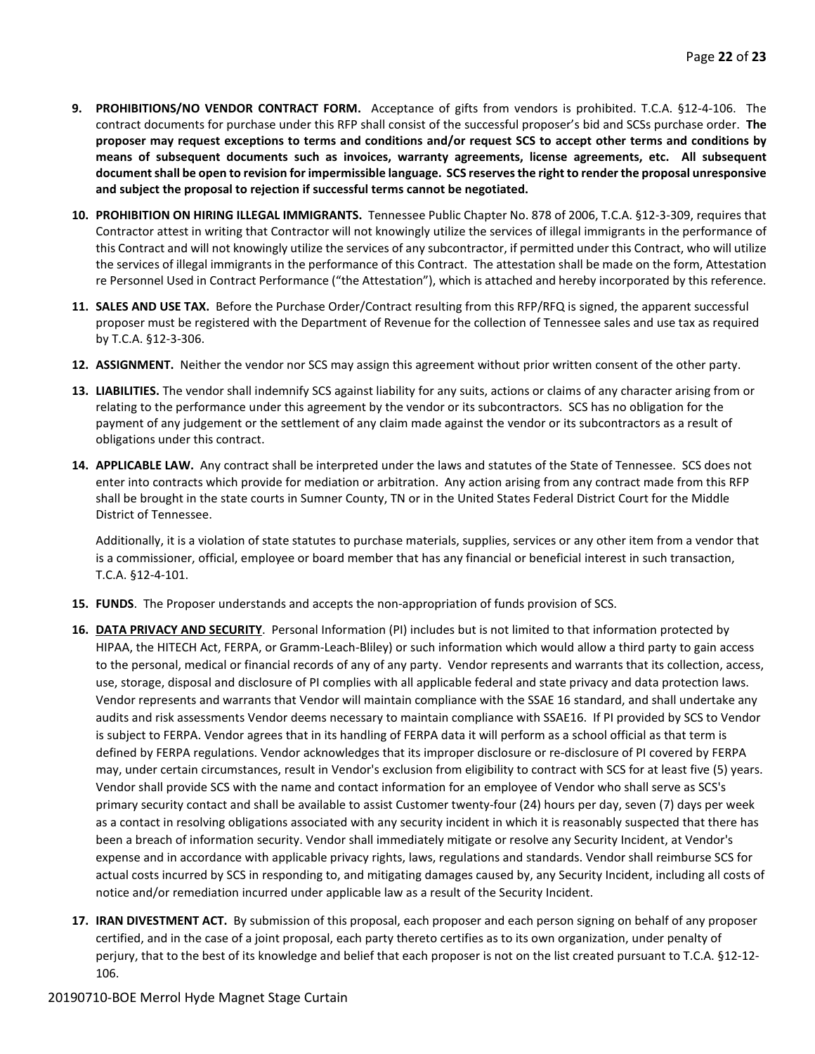9. **PROHIBITIONS/NO VENDOR CONTRACT FORM.** Acceptance of gifts from vendors is prohibited. T.C.A. §12-4-106. The contract documents for purchase under this RFP shall consist of the successful proposer's bid and SCSs purchase order. **The proposer may request exceptions to terms and conditions and/or request SCS to accept other terms and conditions by means of subsequent documents such as invoices, warranty agreements, license agreements, etc. All subsequent document shall be open to revision for impermissible language. SCS reserves the right to render the proposal unresponsive and subject the proposal to rejection if successful terms cannot be negotiated.**

10. **PROHIBITION ON HIRING ILLEGAL IMMIGRANTS.** Tennessee Public Chapter No. 878 of 2006, T.C.A. §12-3-309, requires that Contractor attest in writing that Contractor will not knowingly utilize the services of illegal immigrants in the performance of this Contract and will not knowingly utilize the services of any subcontractor, if permitted under this Contract, who will utilize the services of illegal immigrants in the performance of this Contract. The attestation shall be made on the form, Attestation re Personnel Used in Contract Performance ("the Attestation"), which is attached and hereby incorporated by this reference.

11. **SALES AND USE TAX.** Before the Purchase Order/Contract resulting from this RFP/RFQ is signed, the apparent successful proposer must be registered with the Department of Revenue for the collection of Tennessee sales and use tax as required by T.C.A. §12-3-306.

12. **ASSIGNMENT.** Neither the vendor nor SCS may assign this agreement without prior written consent of the other party.

13. **LIABILITIES.** The vendor shall indemnify SCS against liability for any suits, actions or claims of any character arising from or relating to the performance under this agreement by the vendor or its subcontractors. SCS has no obligation for the payment of any judgement or the settlement of any claim made against the vendor or its subcontractors as a result of obligations under this contract.

14. **APPLICABLE LAW.** Any contract shall be interpreted under the laws and statutes of the State of Tennessee. SCS does not enter into contracts which provide for mediation or arbitration. Any action arising from any contract made from this RFP shall be brought in the state courts in Sumner County, TN or in the United States Federal District Court for the Middle District of Tennessee.

    Additionally, it is a violation of state statutes to purchase materials, supplies, services or any other item from a vendor that is a commissioner, official, employee or board member that has any financial or beneficial interest in such transaction, T.C.A. §12-4-101.

15. **FUNDS**. The Proposer understands and accepts the non-appropriation of funds provision of SCS.

16. **<u>DATA PRIVACY AND SECURITY</u>**. Personal Information (PI) includes but is not limited to that information protected by HIPAA, the HITECH Act, FERPA, or Gramm-Leach-Bliley) or such information which would allow a third party to gain access to the personal, medical or financial records of any of any party. Vendor represents and warrants that its collection, access, use, storage, disposal and disclosure of PI complies with all applicable federal and state privacy and data protection laws. Vendor represents and warrants that Vendor will maintain compliance with the SSAE 16 standard, and shall undertake any audits and risk assessments Vendor deems necessary to maintain compliance with SSAE16. If PI provided by SCS to Vendor is subject to FERPA. Vendor agrees that in its handling of FERPA data it will perform as a school official as that term is defined by FERPA regulations. Vendor acknowledges that its improper disclosure or re-disclosure of PI covered by FERPA may, under certain circumstances, result in Vendor's exclusion from eligibility to contract with SCS for at least five (5) years. Vendor shall provide SCS with the name and contact information for an employee of Vendor who shall serve as SCS's primary security contact and shall be available to assist Customer twenty-four (24) hours per day, seven (7) days per week as a contact in resolving obligations associated with any security incident in which it is reasonably suspected that there has been a breach of information security. Vendor shall immediately mitigate or resolve any Security Incident, at Vendor's expense and in accordance with applicable privacy rights, laws, regulations and standards. Vendor shall reimburse SCS for actual costs incurred by SCS in responding to, and mitigating damages caused by, any Security Incident, including all costs of notice and/or remediation incurred under applicable law as a result of the Security Incident.

17. **IRAN DIVESTMENT ACT.** By submission of this proposal, each proposer and each person signing on behalf of any proposer certified, and in the case of a joint proposal, each party thereto certifies as to its own organization, under penalty of perjury, that to the best of its knowledge and belief that each proposer is not on the list created pursuant to T.C.A. §12-12-106.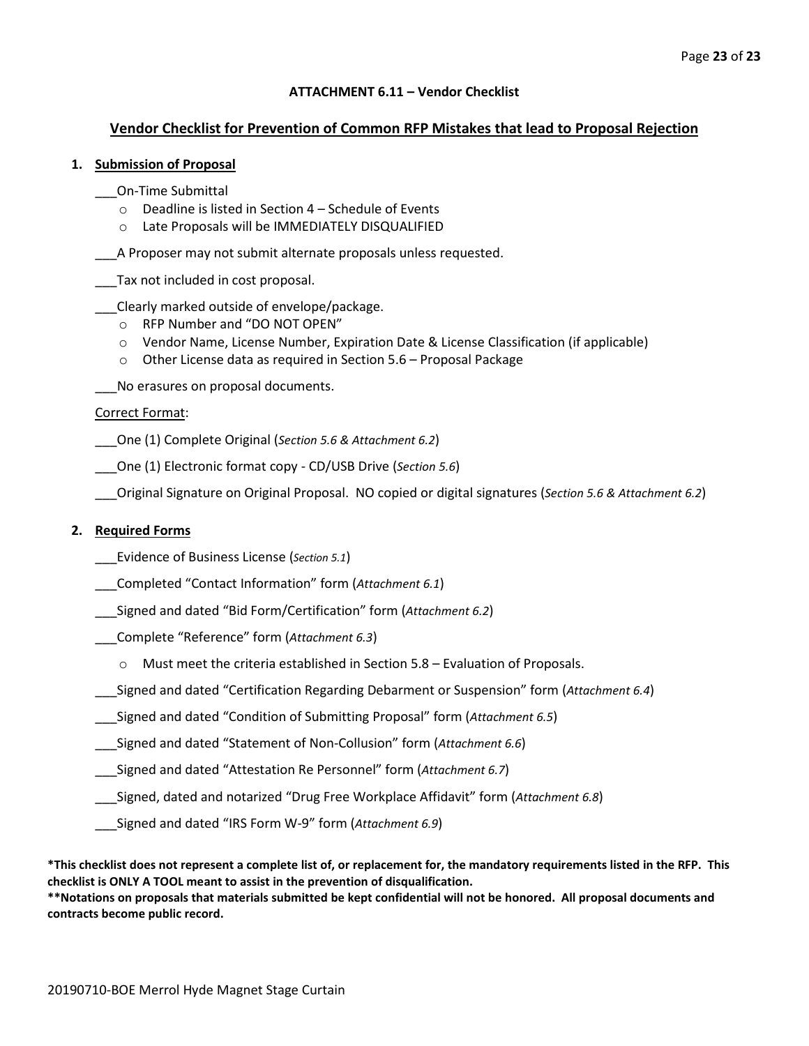**ATTACHMENT 6.11 – Vendor Checklist**

## Vendor Checklist for Prevention of Common RFP Mistakes that lead to Proposal Rejection

1. **Submission of Proposal**

___On-Time Submittal
- Deadline is listed in Section 4 – Schedule of Events
- Late Proposals will be IMMEDIATELY DISQUALIFIED

___A Proposer may not submit alternate proposals unless requested.

___Tax not included in cost proposal.

___Clearly marked outside of envelope/package.
- RFP Number and "DO NOT OPEN"
- Vendor Name, License Number, Expiration Date & License Classification (if applicable)
- Other License data as required in Section 5.6 – Proposal Package

___No erasures on proposal documents.

Correct Format:

___One (1) Complete Original (*Section 5.6 & Attachment 6.2*)

___One (1) Electronic format copy - CD/USB Drive (*Section 5.6*)

___Original Signature on Original Proposal. NO copied or digital signatures (*Section 5.6 & Attachment 6.2*)

2. **Required Forms**

___Evidence of Business License (*Section 5.1*)

___Completed "Contact Information" form (*Attachment 6.1*)

___Signed and dated "Bid Form/Certification" form (*Attachment 6.2*)

___Complete "Reference" form (*Attachment 6.3*)
- Must meet the criteria established in Section 5.8 – Evaluation of Proposals.

___Signed and dated "Certification Regarding Debarment or Suspension" form (*Attachment 6.4*)

___Signed and dated "Condition of Submitting Proposal" form (*Attachment 6.5*)

___Signed and dated "Statement of Non-Collusion" form (*Attachment 6.6*)

___Signed and dated "Attestation Re Personnel" form (*Attachment 6.7*)

___Signed, dated and notarized "Drug Free Workplace Affidavit" form (*Attachment 6.8*)

___Signed and dated "IRS Form W-9" form (*Attachment 6.9*)

**\*This checklist does not represent a complete list of, or replacement for, the mandatory requirements listed in the RFP. This checklist is ONLY A TOOL meant to assist in the prevention of disqualification.**
**\*\*Notations on proposals that materials submitted be kept confidential will not be honored. All proposal documents and contracts become public record.**